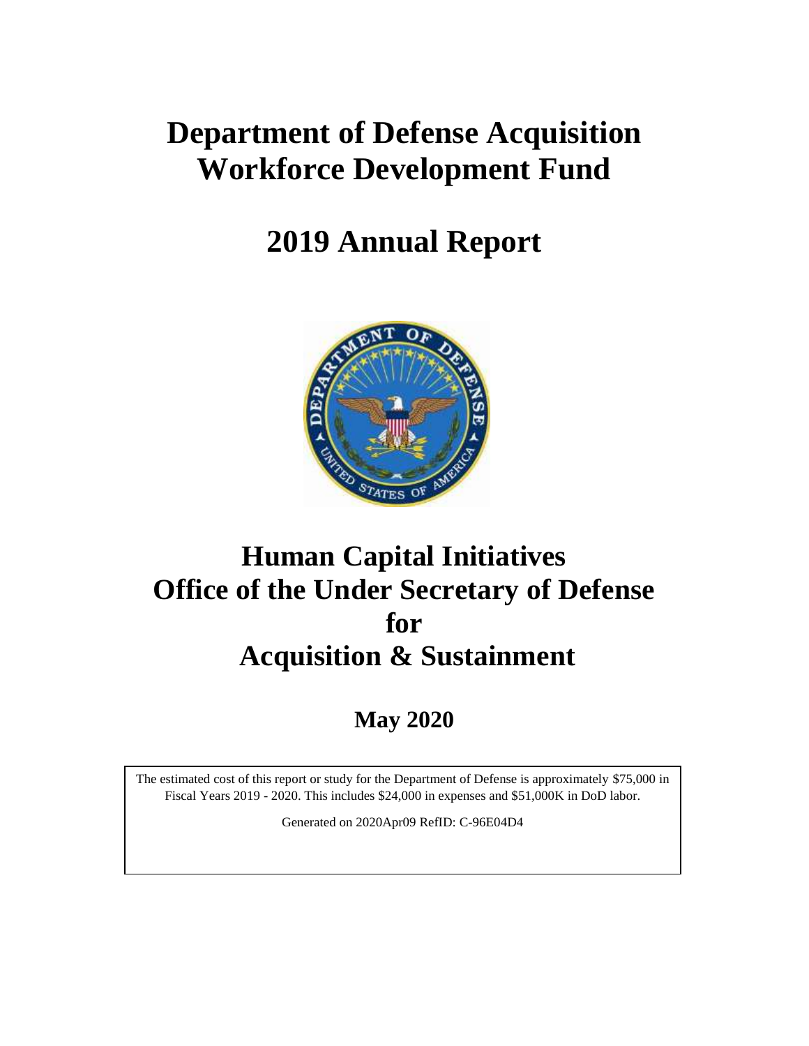# Department of Defense Acquisition Workforce Development Fund

# 2019 Annual Report

## Human Capital Initiatives
## Office of the Under Secretary of Defense for Acquisition & Sustainment

**May 2020**

The estimated cost of this report or study for the Department of Defense is approximately $75,000 in Fiscal Years 2019 - 2020. This includes $24,000 in expenses and $51,000K in DoD labor.

Generated on 2020Apr09 RefID: C-96E04D4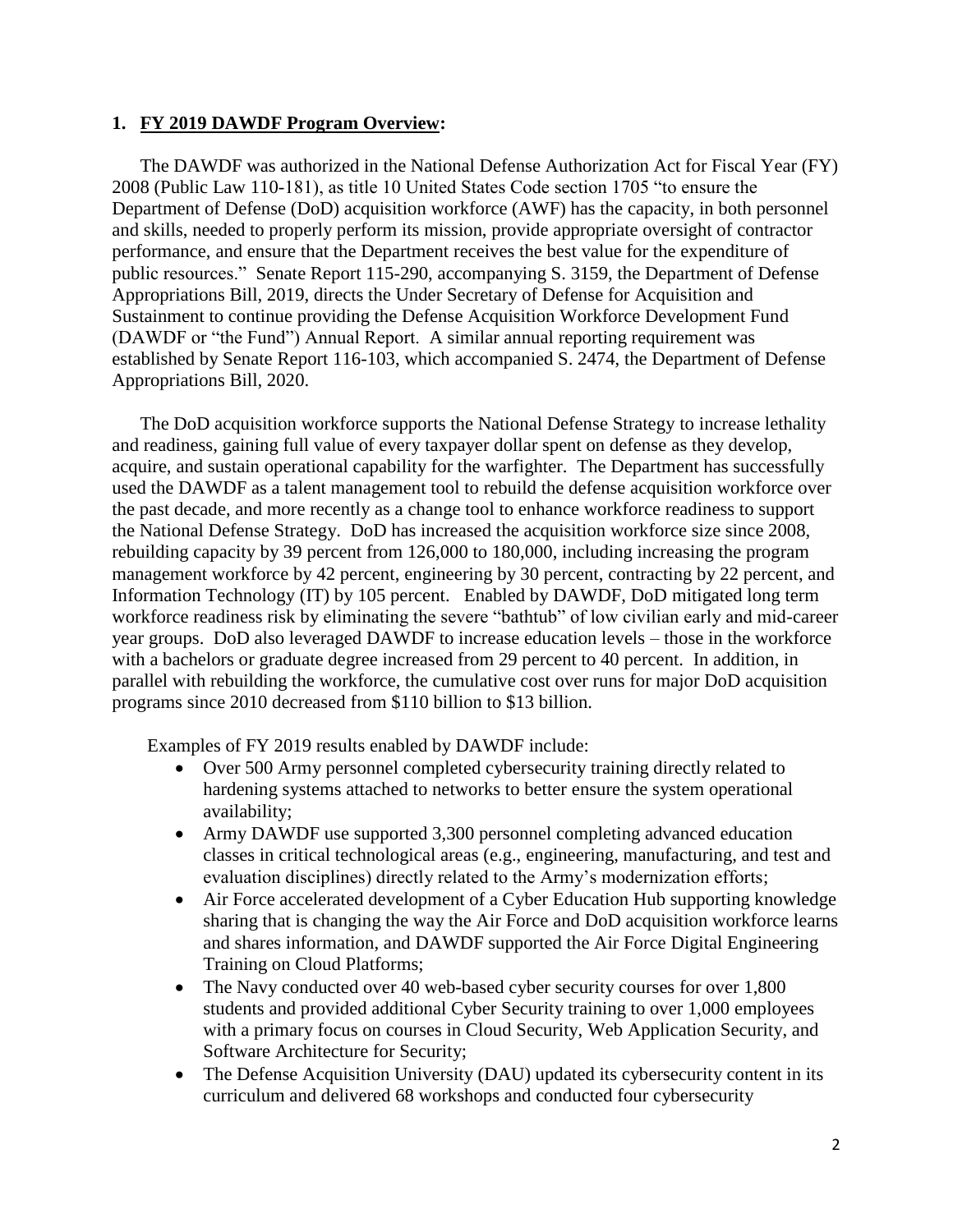## 1. FY 2019 DAWDF Program Overview:

The DAWDF was authorized in the National Defense Authorization Act for Fiscal Year (FY) 2008 (Public Law 110-181), as title 10 United States Code section 1705 "to ensure the Department of Defense (DoD) acquisition workforce (AWF) has the capacity, in both personnel and skills, needed to properly perform its mission, provide appropriate oversight of contractor performance, and ensure that the Department receives the best value for the expenditure of public resources." Senate Report 115-290, accompanying S. 3159, the Department of Defense Appropriations Bill, 2019, directs the Under Secretary of Defense for Acquisition and Sustainment to continue providing the Defense Acquisition Workforce Development Fund (DAWDF or "the Fund") Annual Report. A similar annual reporting requirement was established by Senate Report 116-103, which accompanied S. 2474, the Department of Defense Appropriations Bill, 2020.

The DoD acquisition workforce supports the National Defense Strategy to increase lethality and readiness, gaining full value of every taxpayer dollar spent on defense as they develop, acquire, and sustain operational capability for the warfighter. The Department has successfully used the DAWDF as a talent management tool to rebuild the defense acquisition workforce over the past decade, and more recently as a change tool to enhance workforce readiness to support the National Defense Strategy. DoD has increased the acquisition workforce size since 2008, rebuilding capacity by 39 percent from 126,000 to 180,000, including increasing the program management workforce by 42 percent, engineering by 30 percent, contracting by 22 percent, and Information Technology (IT) by 105 percent. Enabled by DAWDF, DoD mitigated long term workforce readiness risk by eliminating the severe "bathtub" of low civilian early and mid-career year groups. DoD also leveraged DAWDF to increase education levels – those in the workforce with a bachelors or graduate degree increased from 29 percent to 40 percent. In addition, in parallel with rebuilding the workforce, the cumulative cost over runs for major DoD acquisition programs since 2010 decreased from $110 billion to $13 billion.

Examples of FY 2019 results enabled by DAWDF include:

- Over 500 Army personnel completed cybersecurity training directly related to hardening systems attached to networks to better ensure the system operational availability;
- Army DAWDF use supported 3,300 personnel completing advanced education classes in critical technological areas (e.g., engineering, manufacturing, and test and evaluation disciplines) directly related to the Army's modernization efforts;
- Air Force accelerated development of a Cyber Education Hub supporting knowledge sharing that is changing the way the Air Force and DoD acquisition workforce learns and shares information, and DAWDF supported the Air Force Digital Engineering Training on Cloud Platforms;
- The Navy conducted over 40 web-based cyber security courses for over 1,800 students and provided additional Cyber Security training to over 1,000 employees with a primary focus on courses in Cloud Security, Web Application Security, and Software Architecture for Security;
- The Defense Acquisition University (DAU) updated its cybersecurity content in its curriculum and delivered 68 workshops and conducted four cybersecurity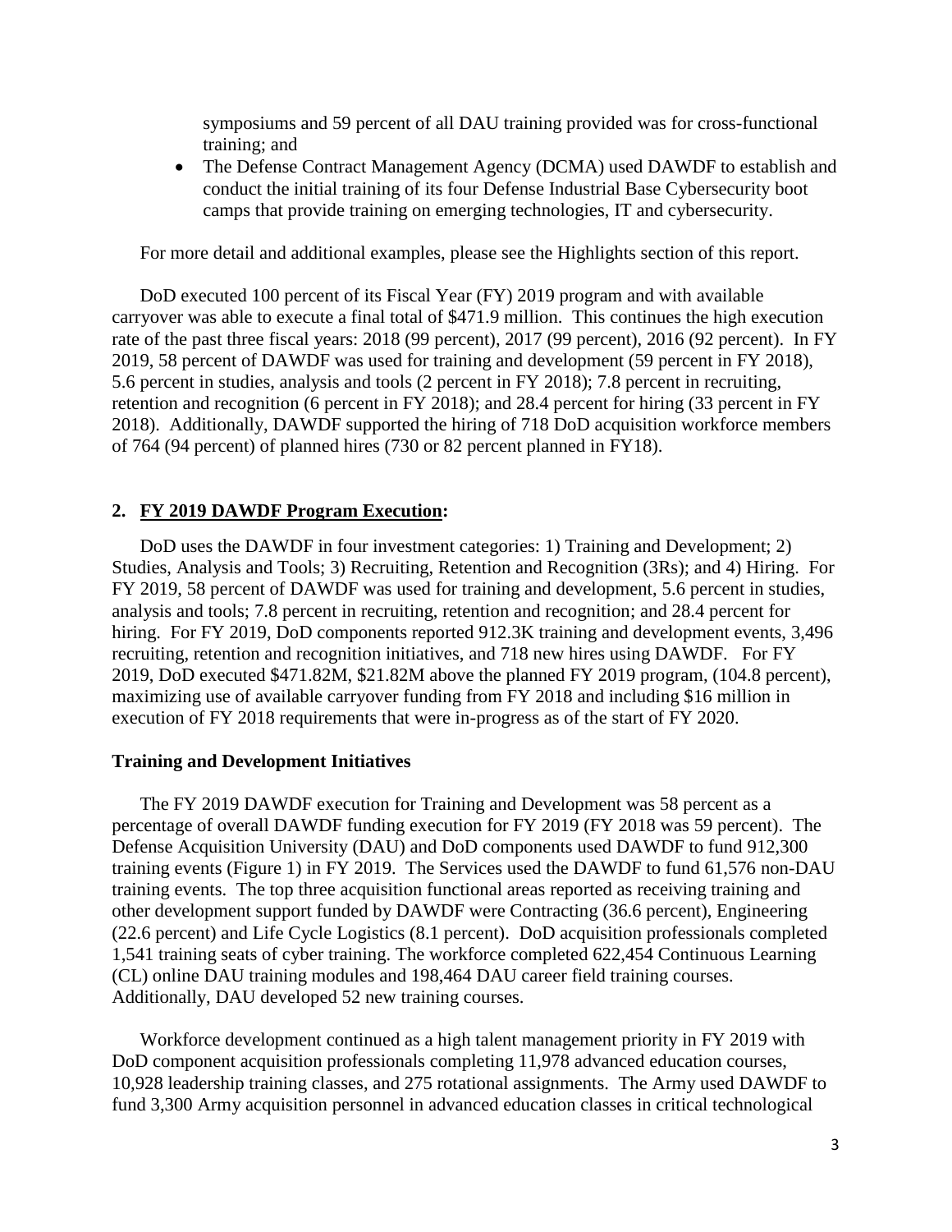symposiums and 59 percent of all DAU training provided was for cross-functional training; and

- The Defense Contract Management Agency (DCMA) used DAWDF to establish and conduct the initial training of its four Defense Industrial Base Cybersecurity boot camps that provide training on emerging technologies, IT and cybersecurity.

For more detail and additional examples, please see the Highlights section of this report.

DoD executed 100 percent of its Fiscal Year (FY) 2019 program and with available carryover was able to execute a final total of $471.9 million. This continues the high execution rate of the past three fiscal years: 2018 (99 percent), 2017 (99 percent), 2016 (92 percent). In FY 2019, 58 percent of DAWDF was used for training and development (59 percent in FY 2018), 5.6 percent in studies, analysis and tools (2 percent in FY 2018); 7.8 percent in recruiting, retention and recognition (6 percent in FY 2018); and 28.4 percent for hiring (33 percent in FY 2018). Additionally, DAWDF supported the hiring of 718 DoD acquisition workforce members of 764 (94 percent) of planned hires (730 or 82 percent planned in FY18).

## 2. FY 2019 DAWDF Program Execution:

DoD uses the DAWDF in four investment categories: 1) Training and Development; 2) Studies, Analysis and Tools; 3) Recruiting, Retention and Recognition (3Rs); and 4) Hiring. For FY 2019, 58 percent of DAWDF was used for training and development, 5.6 percent in studies, analysis and tools; 7.8 percent in recruiting, retention and recognition; and 28.4 percent for hiring. For FY 2019, DoD components reported 912.3K training and development events, 3,496 recruiting, retention and recognition initiatives, and 718 new hires using DAWDF. For FY 2019, DoD executed $471.82M, $21.82M above the planned FY 2019 program, (104.8 percent), maximizing use of available carryover funding from FY 2018 and including $16 million in execution of FY 2018 requirements that were in-progress as of the start of FY 2020.

### Training and Development Initiatives

The FY 2019 DAWDF execution for Training and Development was 58 percent as a percentage of overall DAWDF funding execution for FY 2019 (FY 2018 was 59 percent). The Defense Acquisition University (DAU) and DoD components used DAWDF to fund 912,300 training events (Figure 1) in FY 2019. The Services used the DAWDF to fund 61,576 non-DAU training events. The top three acquisition functional areas reported as receiving training and other development support funded by DAWDF were Contracting (36.6 percent), Engineering (22.6 percent) and Life Cycle Logistics (8.1 percent). DoD acquisition professionals completed 1,541 training seats of cyber training. The workforce completed 622,454 Continuous Learning (CL) online DAU training modules and 198,464 DAU career field training courses. Additionally, DAU developed 52 new training courses.

Workforce development continued as a high talent management priority in FY 2019 with DoD component acquisition professionals completing 11,978 advanced education courses, 10,928 leadership training classes, and 275 rotational assignments. The Army used DAWDF to fund 3,300 Army acquisition personnel in advanced education classes in critical technological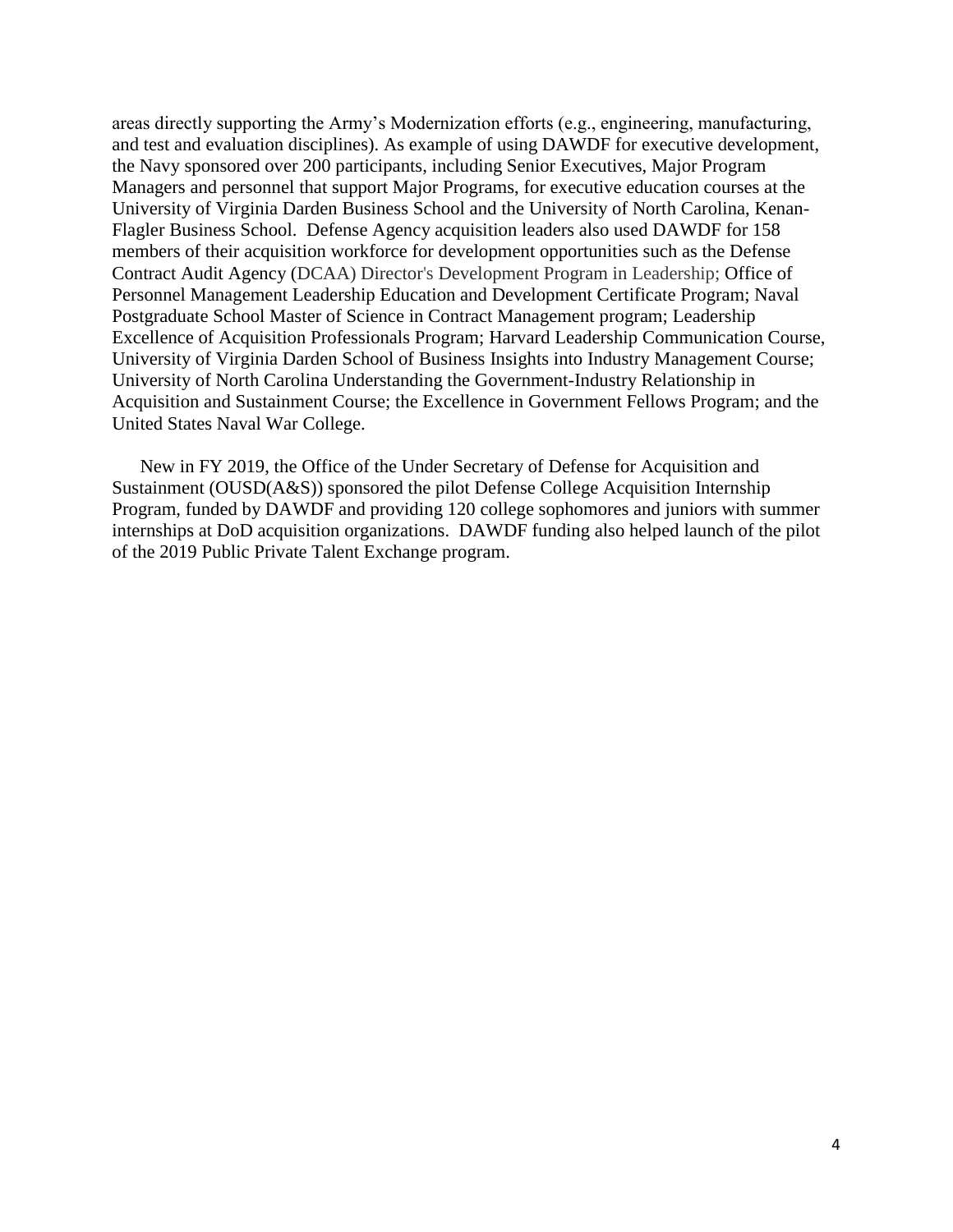areas directly supporting the Army's Modernization efforts (e.g., engineering, manufacturing, and test and evaluation disciplines). As example of using DAWDF for executive development, the Navy sponsored over 200 participants, including Senior Executives, Major Program Managers and personnel that support Major Programs, for executive education courses at the University of Virginia Darden Business School and the University of North Carolina, Kenan-Flagler Business School. Defense Agency acquisition leaders also used DAWDF for 158 members of their acquisition workforce for development opportunities such as the Defense Contract Audit Agency (DCAA) Director's Development Program in Leadership; Office of Personnel Management Leadership Education and Development Certificate Program; Naval Postgraduate School Master of Science in Contract Management program; Leadership Excellence of Acquisition Professionals Program; Harvard Leadership Communication Course, University of Virginia Darden School of Business Insights into Industry Management Course; University of North Carolina Understanding the Government-Industry Relationship in Acquisition and Sustainment Course; the Excellence in Government Fellows Program; and the United States Naval War College.

New in FY 2019, the Office of the Under Secretary of Defense for Acquisition and Sustainment (OUSD(A&S)) sponsored the pilot Defense College Acquisition Internship Program, funded by DAWDF and providing 120 college sophomores and juniors with summer internships at DoD acquisition organizations. DAWDF funding also helped launch of the pilot of the 2019 Public Private Talent Exchange program.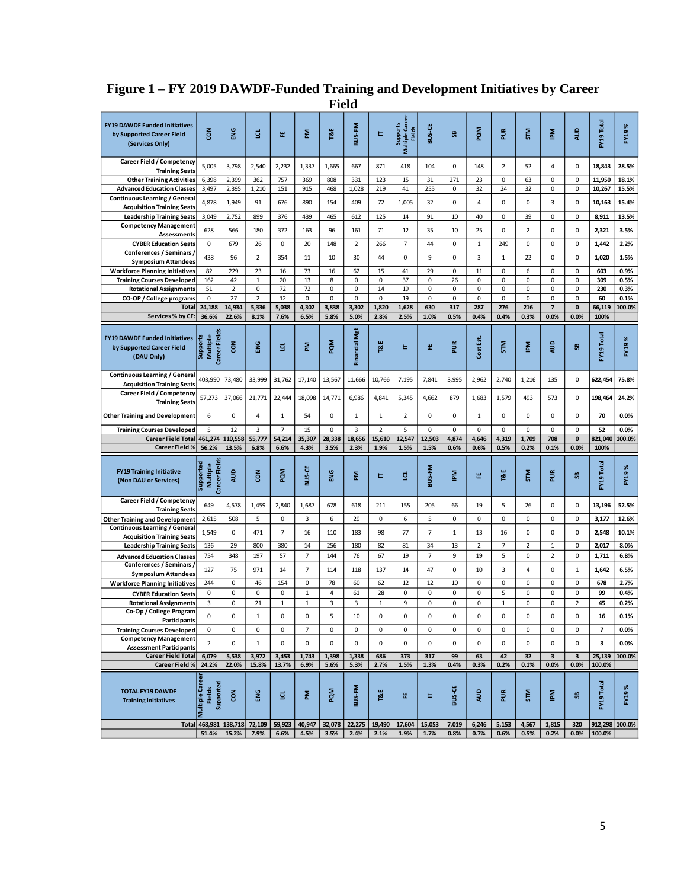# Figure 1 – FY 2019 DAWDF-Funded Training and Development Initiatives by Career Field

| FY19 DAWDF Funded Initiatives by Supported Career Field (Services Only) | CON | ENG | LCL | FE | PM | T&E | BUS-FM | IT | Supports Multiple Career Fields | BUS-CE | SB | PQM | PUR | STM | IPM | AUD | FY19 Total | FY19 % |
|---|---|---|---|---|---|---|---|---|---|---|---|---|---|---|---|---|---|---|
| Career Field / Competency Training Seats | 5,005 | 3,798 | 2,540 | 2,232 | 1,337 | 1,665 | 667 | 871 | 418 | 104 | 0 | 148 | 2 | 52 | 4 | 0 | 18,843 | 28.5% |
| Other Training Activities | 6,398 | 2,399 | 362 | 757 | 369 | 808 | 331 | 123 | 15 | 31 | 271 | 23 | 0 | 63 | 0 | 0 | 11,950 | 18.1% |
| Advanced Education Classes | 3,497 | 2,395 | 1,210 | 151 | 915 | 468 | 1,028 | 219 | 41 | 255 | 0 | 32 | 24 | 32 | 0 | 0 | 10,267 | 15.5% |
| Continuous Learning / General Acquisition Training Seats | 4,878 | 1,949 | 91 | 676 | 890 | 154 | 409 | 72 | 1,005 | 32 | 0 | 4 | 0 | 0 | 3 | 0 | 10,163 | 15.4% |
| Leadership Training Seats | 3,049 | 2,752 | 899 | 376 | 439 | 465 | 612 | 125 | 14 | 91 | 10 | 40 | 0 | 39 | 0 | 0 | 8,911 | 13.5% |
| Competency Management Assessments | 628 | 566 | 180 | 372 | 163 | 96 | 161 | 71 | 12 | 35 | 10 | 25 | 0 | 2 | 0 | 0 | 2,321 | 3.5% |
| CYBER Education Seats | 0 | 679 | 26 | 0 | 20 | 148 | 2 | 266 | 7 | 44 | 0 | 1 | 249 | 0 | 0 | 0 | 1,442 | 2.2% |
| Conferences / Seminars / Symposium Attendees | 438 | 96 | 2 | 354 | 11 | 10 | 30 | 44 | 0 | 9 | 0 | 3 | 1 | 22 | 0 | 0 | 1,020 | 1.5% |
| Workforce Planning Initiatives | 82 | 229 | 23 | 16 | 73 | 16 | 62 | 15 | 41 | 29 | 0 | 11 | 0 | 6 | 0 | 0 | 603 | 0.9% |
| Training Courses Developed | 162 | 42 | 1 | 20 | 13 | 8 | 0 | 0 | 37 | 0 | 26 | 0 | 0 | 0 | 0 | 0 | 309 | 0.5% |
| Rotational Assignments | 51 | 2 | 0 | 72 | 72 | 0 | 0 | 14 | 19 | 0 | 0 | 0 | 0 | 0 | 0 | 0 | 230 | 0.3% |
| CO-OP / College programs | 0 | 27 | 2 | 12 | 0 | 0 | 0 | 0 | 19 | 0 | 0 | 0 | 0 | 0 | 0 | 0 | 60 | 0.1% |
| **Total** | **24,188** | **14,934** | **5,336** | **5,038** | **4,302** | **3,838** | **3,302** | **1,820** | **1,628** | **630** | **317** | **287** | **276** | **216** | **7** | **0** | **66,119** | **100.0%** |
| **Services % by CF:** | **36.6%** | **22.6%** | **8.1%** | **7.6%** | **6.5%** | **5.8%** | **5.0%** | **2.8%** | **2.5%** | **1.0%** | **0.5%** | **0.4%** | **0.4%** | **0.3%** | **0.0%** | **0.0%** | **100%** | |

| FY19 DAWDF Funded Initiatives by Supported Career Field (DAU Only) | Supports Multiple Career Fields | CON | ENG | LCL | PM | PQM | Financial Mgt | T&E | IT | FE | PUR | Cost Est. | STM | IPM | AUD | SB | FY19 Total | FY19 % |
|---|---|---|---|---|---|---|---|---|---|---|---|---|---|---|---|---|---|---|
| Continuous Learning / General Acquisition Training Seats | 403,990 | 73,480 | 33,999 | 31,762 | 17,140 | 13,567 | 11,666 | 10,766 | 7,195 | 7,841 | 3,995 | 2,962 | 2,740 | 1,216 | 135 | 0 | 622,454 | 75.8% |
| Career Field / Competency Training Seats | 57,273 | 37,066 | 21,771 | 22,444 | 18,098 | 14,771 | 6,986 | 4,841 | 5,345 | 4,662 | 879 | 1,683 | 1,579 | 493 | 573 | 0 | 198,464 | 24.2% |
| Other Training and Development | 6 | 0 | 4 | 1 | 54 | 0 | 1 | 1 | 2 | 0 | 0 | 1 | 0 | 0 | 0 | 0 | 70 | 0.0% |
| Training Courses Developed | 5 | 12 | 3 | 7 | 15 | 0 | 3 | 2 | 5 | 0 | 0 | 0 | 0 | 0 | 0 | 0 | 52 | 0.0% |
| **Career Field Total** | **461,274** | **110,558** | **55,777** | **54,214** | **35,307** | **28,338** | **18,656** | **15,610** | **12,547** | **12,503** | **4,874** | **4,646** | **4,319** | **1,709** | **708** | **0** | **821,040** | **100.0%** |
| **Career Field %** | **56.2%** | **13.5%** | **6.8%** | **6.6%** | **4.3%** | **3.5%** | **2.3%** | **1.9%** | **1.5%** | **1.5%** | **0.6%** | **0.6%** | **0.5%** | **0.2%** | **0.1%** | **0.0%** | **100%** | |

| FY19 Training Initiative (Non DAU or Services) | Supported Multiple Career Fields | AUD | CON | PQM | BUS-CE | ENG | PM | IT | LCL | BUS-FM | IPM | FE | T&E | STM | PUR | SB | FY19 Total | FY19 % |
|---|---|---|---|---|---|---|---|---|---|---|---|---|---|---|---|---|---|---|
| Career Field / Competency Training Seats | 649 | 4,578 | 1,459 | 2,840 | 1,687 | 678 | 618 | 211 | 155 | 205 | 66 | 19 | 5 | 26 | 0 | 0 | 13,196 | 52.5% |
| Other Training and Development | 2,615 | 508 | 5 | 0 | 3 | 6 | 29 | 0 | 6 | 5 | 0 | 0 | 0 | 0 | 0 | 0 | 3,177 | 12.6% |
| Continuous Learning / General Acquisition Training Seats | 1,549 | 0 | 471 | 7 | 16 | 110 | 183 | 98 | 77 | 7 | 1 | 13 | 16 | 0 | 0 | 0 | 2,548 | 10.1% |
| Leadership Training Seats | 136 | 29 | 800 | 380 | 14 | 256 | 180 | 82 | 81 | 34 | 13 | 2 | 7 | 2 | 1 | 0 | 2,017 | 8.0% |
| Advanced Education Classes | 754 | 348 | 197 | 57 | 7 | 144 | 76 | 67 | 19 | 7 | 9 | 19 | 5 | 0 | 2 | 0 | 1,711 | 6.8% |
| Conferences / Seminars / Symposium Attendees | 127 | 75 | 971 | 14 | 7 | 114 | 118 | 137 | 14 | 47 | 0 | 10 | 3 | 4 | 0 | 1 | 1,642 | 6.5% |
| Workforce Planning Initiatives | 244 | 0 | 46 | 154 | 0 | 78 | 60 | 62 | 12 | 12 | 10 | 0 | 0 | 0 | 0 | 0 | 678 | 2.7% |
| CYBER Education Seats | 0 | 0 | 0 | 0 | 1 | 4 | 61 | 28 | 0 | 0 | 0 | 0 | 5 | 0 | 0 | 0 | 99 | 0.4% |
| Rotational Assignments | 3 | 0 | 21 | 1 | 1 | 3 | 3 | 1 | 9 | 0 | 0 | 0 | 1 | 0 | 0 | 2 | 45 | 0.2% |
| Co-Op / College Program Participants | 0 | 0 | 1 | 0 | 0 | 5 | 10 | 0 | 0 | 0 | 0 | 0 | 0 | 0 | 0 | 0 | 16 | 0.1% |
| Training Courses Developed | 0 | 0 | 0 | 0 | 7 | 0 | 0 | 0 | 0 | 0 | 0 | 0 | 0 | 0 | 0 | 0 | 7 | 0.0% |
| Competency Management Assessment Participants | 2 | 0 | 1 | 0 | 0 | 0 | 0 | 0 | 0 | 0 | 0 | 0 | 0 | 0 | 0 | 0 | 3 | 0.0% |
| **Career Field Total** | **6,079** | **5,538** | **3,972** | **3,453** | **1,743** | **1,398** | **1,338** | **686** | **373** | **317** | **99** | **63** | **42** | **32** | **3** | **3** | **25,139** | **100.0%** |
| **Career Field %** | **24.2%** | **22.0%** | **15.8%** | **13.7%** | **6.9%** | **5.6%** | **5.3%** | **2.7%** | **1.5%** | **1.3%** | **0.4%** | **0.3%** | **0.2%** | **0.1%** | **0.0%** | **0.0%** | **100.0%** | |

| TOTAL FY19 DAWDF Training Initiatives | Multiple Career Fields Supported | CON | ENG | LCL | PM | PQM | BUS-FM | T&E | FE | IT | BUS-CE | AUD | PUR | STM | IPM | SB | FY19 Total | FY19 % |
|---|---|---|---|---|---|---|---|---|---|---|---|---|---|---|---|---|---|---|
| **Total** | **468,981** | **138,718** | **72,109** | **59,923** | **40,947** | **32,078** | **22,275** | **19,490** | **17,604** | **15,053** | **7,019** | **6,246** | **5,153** | **4,567** | **1,815** | **320** | **912,298** | **100.0%** |
| | **51.4%** | **15.2%** | **7.9%** | **6.6%** | **4.5%** | **3.5%** | **2.4%** | **2.1%** | **1.9%** | **1.7%** | **0.8%** | **0.7%** | **0.6%** | **0.5%** | **0.2%** | **0.0%** | **100.0%** | |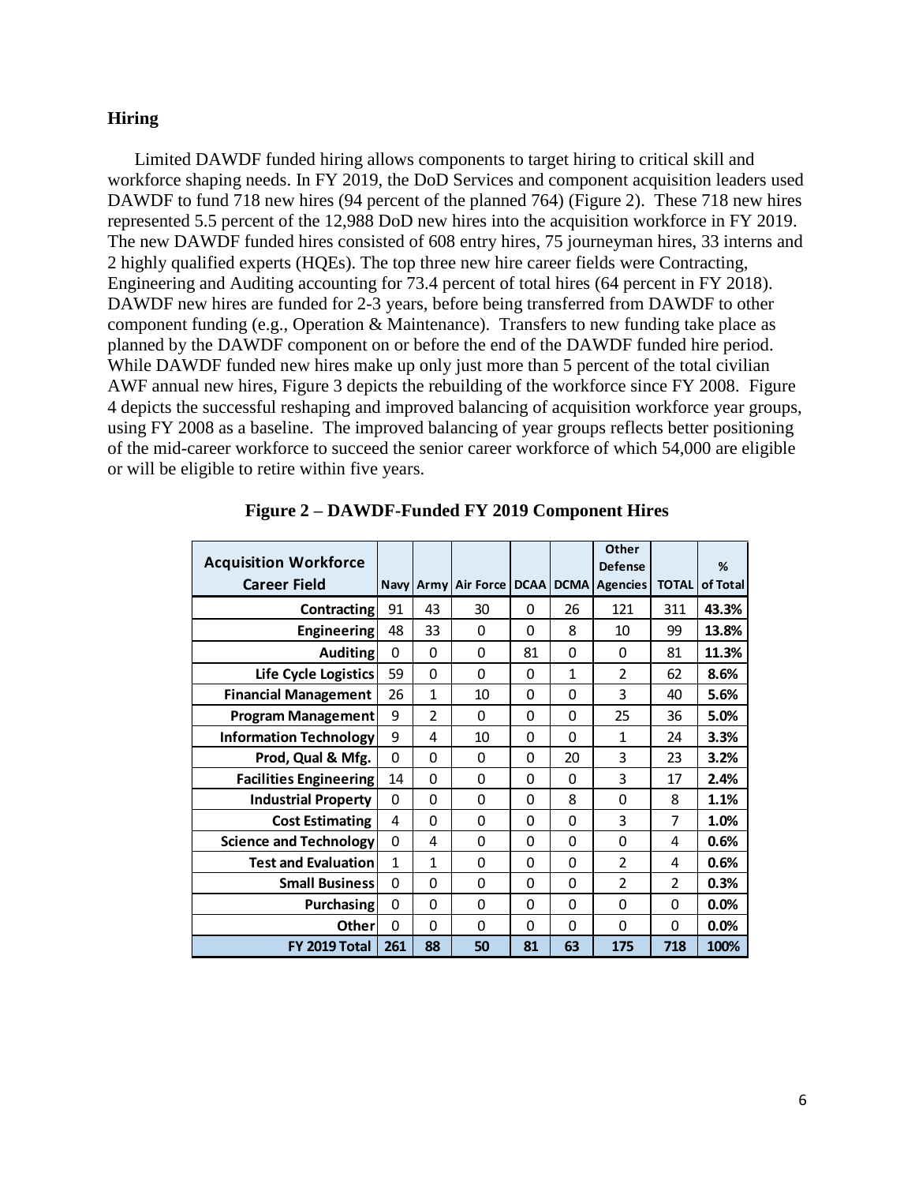## Hiring

Limited DAWDF funded hiring allows components to target hiring to critical skill and workforce shaping needs. In FY 2019, the DoD Services and component acquisition leaders used DAWDF to fund 718 new hires (94 percent of the planned 764) (Figure 2). These 718 new hires represented 5.5 percent of the 12,988 DoD new hires into the acquisition workforce in FY 2019. The new DAWDF funded hires consisted of 608 entry hires, 75 journeyman hires, 33 interns and 2 highly qualified experts (HQEs). The top three new hire career fields were Contracting, Engineering and Auditing accounting for 73.4 percent of total hires (64 percent in FY 2018). DAWDF new hires are funded for 2-3 years, before being transferred from DAWDF to other component funding (e.g., Operation & Maintenance). Transfers to new funding take place as planned by the DAWDF component on or before the end of the DAWDF funded hire period. While DAWDF funded new hires make up only just more than 5 percent of the total civilian AWF annual new hires, Figure 3 depicts the rebuilding of the workforce since FY 2008. Figure 4 depicts the successful reshaping and improved balancing of acquisition workforce year groups, using FY 2008 as a baseline. The improved balancing of year groups reflects better positioning of the mid-career workforce to succeed the senior career workforce of which 54,000 are eligible or will be eligible to retire within five years.

**Figure 2 – DAWDF-Funded FY 2019 Component Hires**

| Acquisition Workforce Career Field | Navy | Army | Air Force | DCAA | DCMA | Other Defense Agencies | TOTAL | % of Total |
|---|---|---|---|---|---|---|---|---|
| Contracting | 91 | 43 | 30 | 0 | 26 | 121 | 311 | 43.3% |
| Engineering | 48 | 33 | 0 | 0 | 8 | 10 | 99 | 13.8% |
| Auditing | 0 | 0 | 0 | 81 | 0 | 0 | 81 | 11.3% |
| Life Cycle Logistics | 59 | 0 | 0 | 0 | 1 | 2 | 62 | 8.6% |
| Financial Management | 26 | 1 | 10 | 0 | 0 | 3 | 40 | 5.6% |
| Program Management | 9 | 2 | 0 | 0 | 0 | 25 | 36 | 5.0% |
| Information Technology | 9 | 4 | 10 | 0 | 0 | 1 | 24 | 3.3% |
| Prod, Qual & Mfg. | 0 | 0 | 0 | 0 | 20 | 3 | 23 | 3.2% |
| Facilities Engineering | 14 | 0 | 0 | 0 | 0 | 3 | 17 | 2.4% |
| Industrial Property | 0 | 0 | 0 | 0 | 8 | 0 | 8 | 1.1% |
| Cost Estimating | 4 | 0 | 0 | 0 | 0 | 3 | 7 | 1.0% |
| Science and Technology | 0 | 4 | 0 | 0 | 0 | 0 | 4 | 0.6% |
| Test and Evaluation | 1 | 1 | 0 | 0 | 0 | 2 | 4 | 0.6% |
| Small Business | 0 | 0 | 0 | 0 | 0 | 2 | 2 | 0.3% |
| Purchasing | 0 | 0 | 0 | 0 | 0 | 0 | 0 | 0.0% |
| Other | 0 | 0 | 0 | 0 | 0 | 0 | 0 | 0.0% |
| **FY 2019 Total** | **261** | **88** | **50** | **81** | **63** | **175** | **718** | **100%** |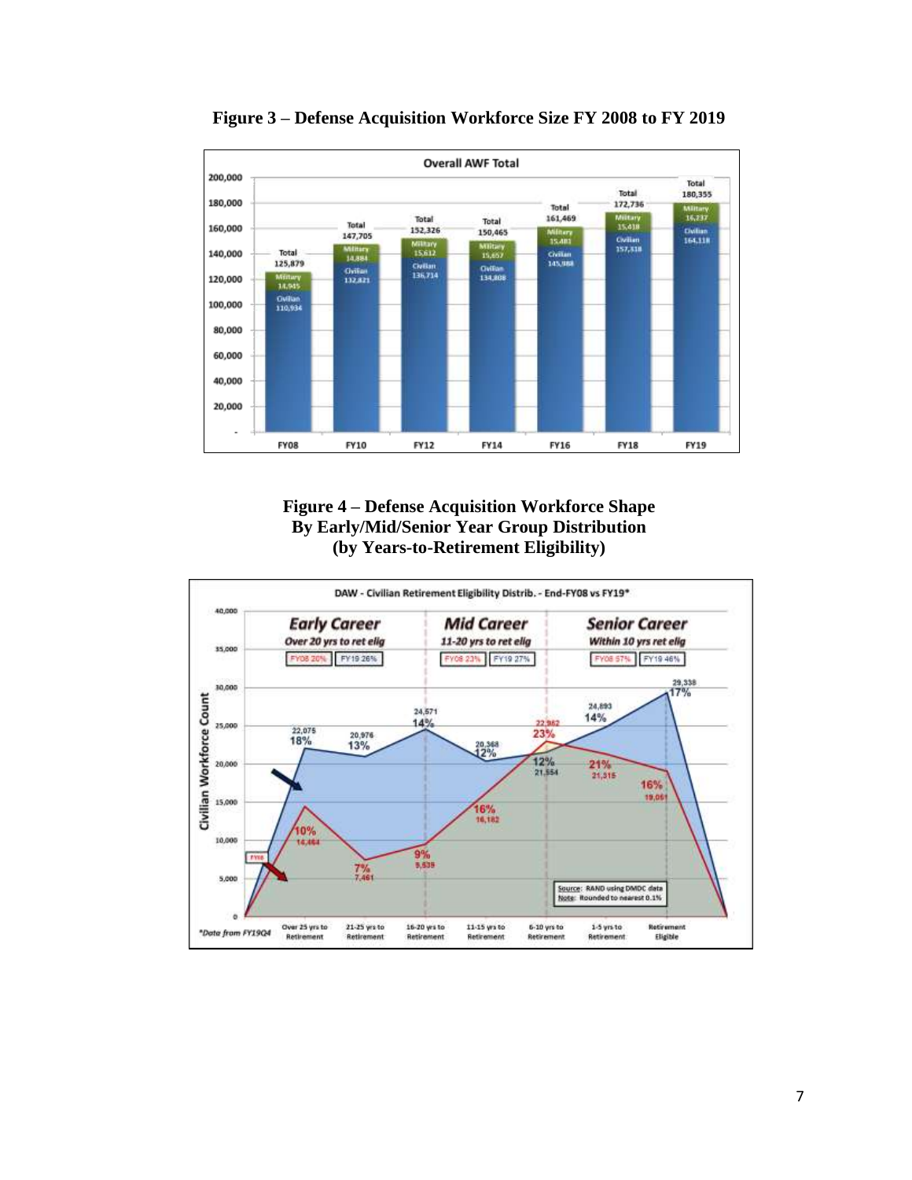**Figure 3 – Defense Acquisition Workforce Size FY 2008 to FY 2019**

**Figure 4 – Defense Acquisition Workforce Shape By Early/Mid/Senior Year Group Distribution (by Years-to-Retirement Eligibility)**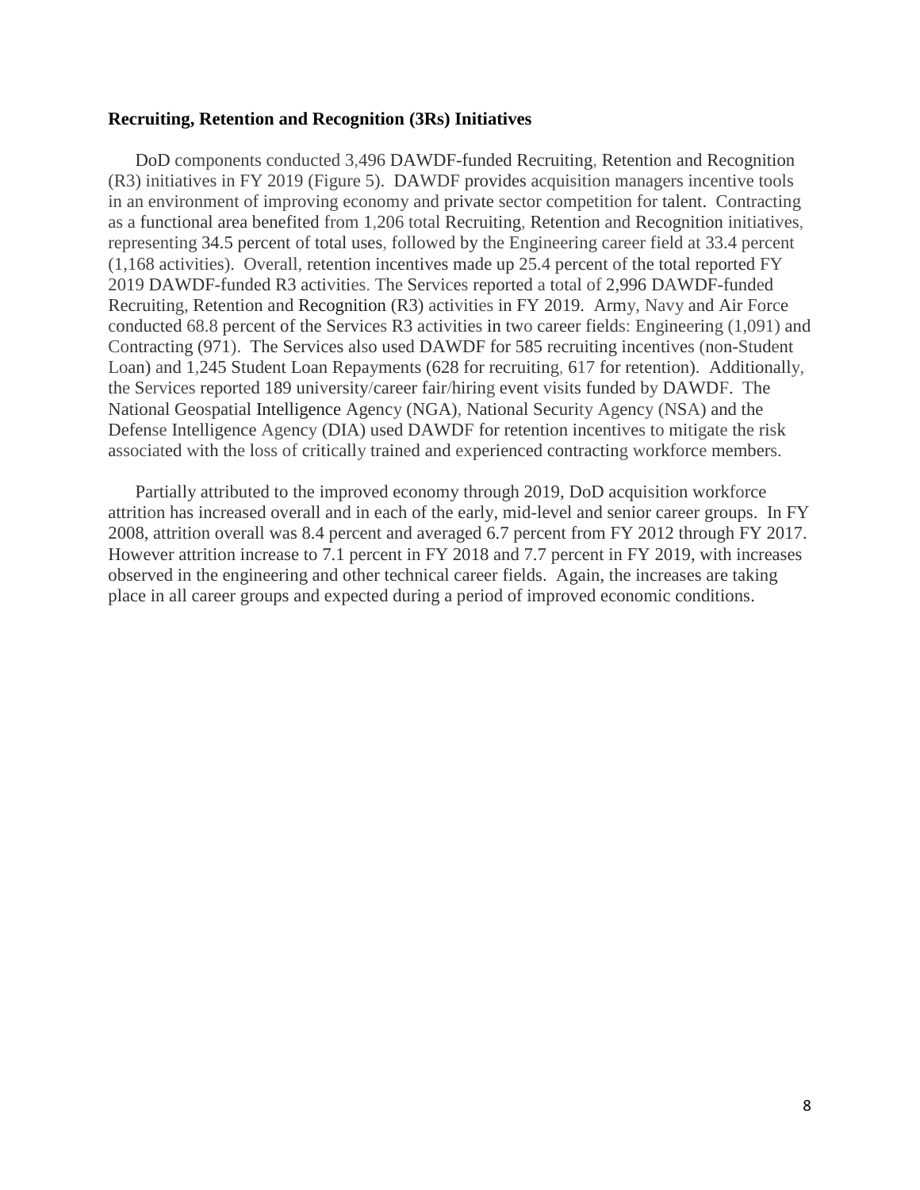**Recruiting, Retention and Recognition (3Rs) Initiatives**

DoD components conducted 3,496 DAWDF-funded Recruiting, Retention and Recognition (R3) initiatives in FY 2019 (Figure 5). DAWDF provides acquisition managers incentive tools in an environment of improving economy and private sector competition for talent. Contracting as a functional area benefited from 1,206 total Recruiting, Retention and Recognition initiatives, representing 34.5 percent of total uses, followed by the Engineering career field at 33.4 percent (1,168 activities). Overall, retention incentives made up 25.4 percent of the total reported FY 2019 DAWDF-funded R3 activities. The Services reported a total of 2,996 DAWDF-funded Recruiting, Retention and Recognition (R3) activities in FY 2019. Army, Navy and Air Force conducted 68.8 percent of the Services R3 activities in two career fields: Engineering (1,091) and Contracting (971). The Services also used DAWDF for 585 recruiting incentives (non-Student Loan) and 1,245 Student Loan Repayments (628 for recruiting, 617 for retention). Additionally, the Services reported 189 university/career fair/hiring event visits funded by DAWDF. The National Geospatial Intelligence Agency (NGA), National Security Agency (NSA) and the Defense Intelligence Agency (DIA) used DAWDF for retention incentives to mitigate the risk associated with the loss of critically trained and experienced contracting workforce members.

Partially attributed to the improved economy through 2019, DoD acquisition workforce attrition has increased overall and in each of the early, mid-level and senior career groups. In FY 2008, attrition overall was 8.4 percent and averaged 6.7 percent from FY 2012 through FY 2017. However attrition increase to 7.1 percent in FY 2018 and 7.7 percent in FY 2019, with increases observed in the engineering and other technical career fields. Again, the increases are taking place in all career groups and expected during a period of improved economic conditions.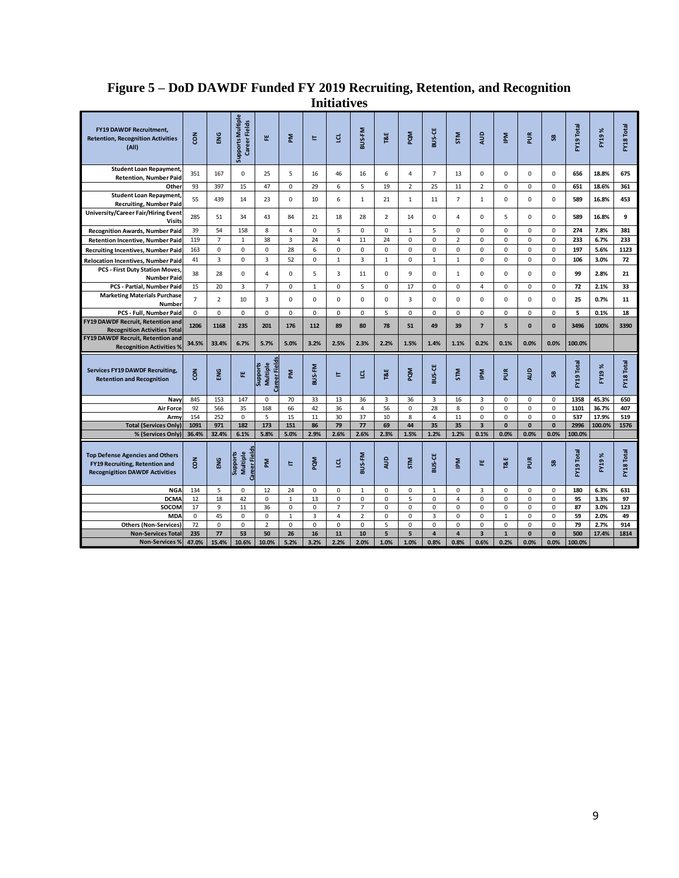# Figure 5 – DoD DAWDF Funded FY 2019 Recruiting, Retention, and Recognition Initiatives

| FY19 DAWDF Recruitment, Retention, Recognition Activities (All) | CON | ENG | Supports Multiple Career Fields | FE | PM | IT | LCL | BUS-FM | T&E | PQM | BUS-CE | STM | AUD | IPM | PUR | SB | FY19 Total | FY19 % | FY18 Total |
|---|---|---|---|---|---|---|---|---|---|---|---|---|---|---|---|---|---|---|---|
| Student Loan Repayment, Retention, Number Paid | 351 | 167 | 0 | 25 | 5 | 16 | 46 | 16 | 6 | 4 | 7 | 13 | 0 | 0 | 0 | 0 | 656 | 18.8% | 675 |
| Other | 93 | 397 | 15 | 47 | 0 | 29 | 6 | 5 | 19 | 2 | 25 | 11 | 2 | 0 | 0 | 0 | 651 | 18.6% | 361 |
| Student Loan Repayment, Recruiting, Number Paid | 55 | 439 | 14 | 23 | 0 | 10 | 6 | 1 | 21 | 1 | 11 | 7 | 1 | 0 | 0 | 0 | 589 | 16.8% | 453 |
| University/Career Fair/Hiring Event Visits | 285 | 51 | 34 | 43 | 84 | 21 | 18 | 28 | 2 | 14 | 0 | 4 | 0 | 5 | 0 | 0 | 589 | 16.8% | 9 |
| Recognition Awards, Number Paid | 39 | 54 | 158 | 8 | 4 | 0 | 5 | 0 | 0 | 1 | 5 | 0 | 0 | 0 | 0 | 0 | 274 | 7.8% | 381 |
| Retention Incentive, Number Paid | 119 | 7 | 1 | 38 | 3 | 24 | 4 | 11 | 24 | 0 | 0 | 2 | 0 | 0 | 0 | 0 | 233 | 6.7% | 233 |
| Recruiting Incentives, Number Paid | 163 | 0 | 0 | 0 | 28 | 6 | 0 | 0 | 0 | 0 | 0 | 0 | 0 | 0 | 0 | 0 | 197 | 5.6% | 1123 |
| Relocation Incentives, Number Paid | 41 | 3 | 0 | 3 | 52 | 0 | 1 | 3 | 1 | 0 | 1 | 1 | 0 | 0 | 0 | 0 | 106 | 3.0% | 72 |
| PCS - First Duty Station Moves, Number Paid | 38 | 28 | 0 | 4 | 0 | 5 | 3 | 11 | 0 | 9 | 0 | 1 | 0 | 0 | 0 | 0 | 99 | 2.8% | 21 |
| PCS - Partial, Number Paid | 15 | 20 | 3 | 7 | 0 | 1 | 0 | 5 | 0 | 17 | 0 | 0 | 4 | 0 | 0 | 0 | 72 | 2.1% | 33 |
| Marketing Materials Purchase Number | 7 | 2 | 10 | 3 | 0 | 0 | 0 | 0 | 0 | 3 | 0 | 0 | 0 | 0 | 0 | 0 | 25 | 0.7% | 11 |
| PCS - Full, Number Paid | 0 | 0 | 0 | 0 | 0 | 0 | 0 | 0 | 5 | 0 | 0 | 0 | 0 | 0 | 0 | 0 | 5 | 0.1% | 18 |
| FY19 DAWDF Recruit, Retention and Recognition Activities Total | 1206 | 1168 | 235 | 201 | 176 | 112 | 89 | 80 | 78 | 51 | 49 | 39 | 7 | 5 | 0 | 0 | 3496 | 100% | 3390 |
| FY19 DAWDF Recruit, Retention and Recognition Activities % | 34.5% | 33.4% | 6.7% | 5.7% | 5.0% | 3.2% | 2.5% | 2.3% | 2.2% | 1.5% | 1.4% | 1.1% | 0.2% | 0.1% | 0.0% | 0.0% | 100.0% | | |

| Services FY19 DAWDF Recruiting, Retention and Recognition | CON | ENG | FE | Supports Multiple Career Fields | PM | BUS-FM | IT | LCL | T&E | PQM | BUS-CE | STM | IPM | PUR | AUD | SB | FY19 Total | FY19 % | FY18 Total |
|---|---|---|---|---|---|---|---|---|---|---|---|---|---|---|---|---|---|---|---|
| Navy | 845 | 153 | 147 | 0 | 70 | 33 | 13 | 36 | 3 | 36 | 3 | 16 | 3 | 0 | 0 | 0 | 1358 | 45.3% | 650 |
| Air Force | 92 | 566 | 35 | 168 | 66 | 42 | 36 | 4 | 56 | 0 | 28 | 8 | 0 | 0 | 0 | 0 | 1101 | 36.7% | 407 |
| Army | 154 | 252 | 0 | 5 | 15 | 11 | 30 | 37 | 10 | 8 | 4 | 11 | 0 | 0 | 0 | 0 | 537 | 17.9% | 519 |
| Total (Services Only) | 1091 | 971 | 182 | 173 | 151 | 86 | 79 | 77 | 69 | 44 | 35 | 35 | 3 | 0 | 0 | 0 | 2996 | 100.0% | 1576 |
| % (Services Only) | 36.4% | 32.4% | 6.1% | 5.8% | 5.0% | 2.9% | 2.6% | 2.6% | 2.3% | 1.5% | 1.2% | 1.2% | 0.1% | 0.0% | 0.0% | 0.0% | 100.0% | | |

| Top Defense Agencies and Others FY19 Recruiting, Retention and Recognigition DAWDF Activities | CON | ENG | Supports Multiple Career Fields | PM | IT | PQM | LCL | BUS-FM | AUD | STM | BUS-CE | IPM | FE | T&E | PUR | SB | FY19 Total | FY19 % | FY18 Total |
|---|---|---|---|---|---|---|---|---|---|---|---|---|---|---|---|---|---|---|---|
| NGA | 134 | 5 | 0 | 12 | 24 | 0 | 0 | 1 | 0 | 0 | 1 | 0 | 3 | 0 | 0 | 0 | 180 | 6.3% | 631 |
| DCMA | 12 | 18 | 42 | 0 | 1 | 13 | 0 | 0 | 0 | 5 | 0 | 4 | 0 | 0 | 0 | 0 | 95 | 3.3% | 97 |
| SOCOM | 17 | 9 | 11 | 36 | 0 | 0 | 7 | 7 | 0 | 0 | 0 | 0 | 0 | 0 | 0 | 0 | 87 | 3.0% | 123 |
| MDA | 0 | 45 | 0 | 0 | 1 | 3 | 4 | 2 | 0 | 0 | 3 | 0 | 0 | 1 | 0 | 0 | 59 | 2.0% | 49 |
| Others (Non-Services) | 72 | 0 | 0 | 2 | 0 | 0 | 0 | 0 | 5 | 0 | 0 | 0 | 0 | 0 | 0 | 0 | 79 | 2.7% | 914 |
| Non-Services Total | 235 | 77 | 53 | 50 | 26 | 16 | 11 | 10 | 5 | 5 | 4 | 4 | 3 | 1 | 0 | 0 | 500 | 17.4% | 1814 |
| Non-Services % | 47.0% | 15.4% | 10.6% | 10.0% | 5.2% | 3.2% | 2.2% | 2.0% | 1.0% | 1.0% | 0.8% | 0.8% | 0.6% | 0.2% | 0.0% | 0.0% | 100.0% | | |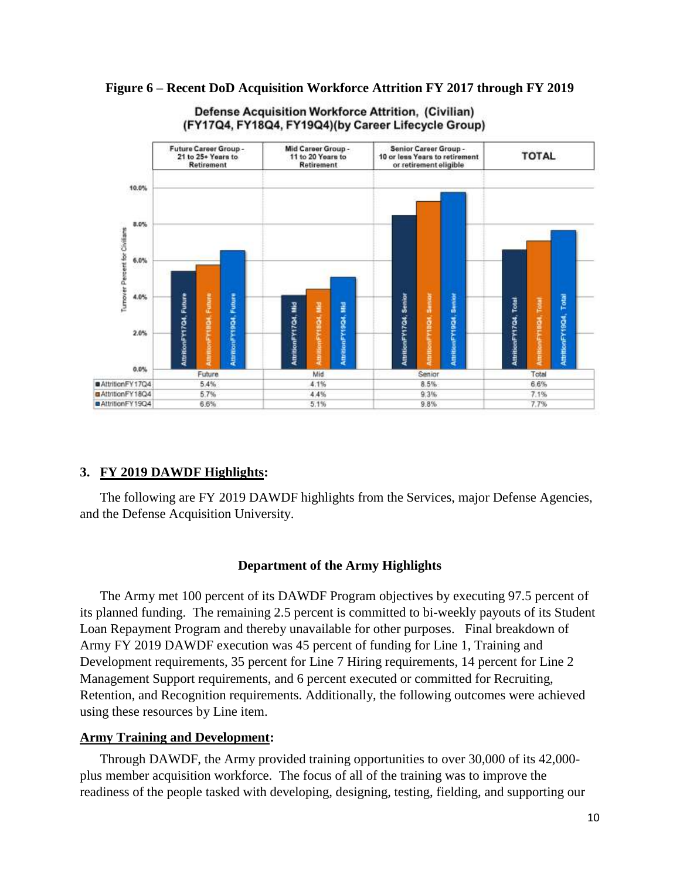**Figure 6 – Recent DoD Acquisition Workforce Attrition FY 2017 through FY 2019**

Defense Acquisition Workforce Attrition, (Civilian) (FY17Q4, FY18Q4, FY19Q4)(by Career Lifecycle Group)

| | Future Career Group - 21 to 25+ Years to Retirement | Mid Career Group - 11 to 20 Years to Retirement | Senior Career Group - 10 or less Years to retirement or retirement eligible | TOTAL |
|---|---|---|---|---|
| | Future | Mid | Senior | Total |
| AttritionFY17Q4 | 5.4% | 4.1% | 8.5% | 6.6% |
| AttritionFY18Q4 | 5.7% | 4.4% | 9.3% | 7.1% |
| AttritionFY19Q4 | 6.6% | 5.1% | 9.8% | 7.7% |

## 3. FY 2019 DAWDF Highlights:

The following are FY 2019 DAWDF highlights from the Services, major Defense Agencies, and the Defense Acquisition University.

### Department of the Army Highlights

The Army met 100 percent of its DAWDF Program objectives by executing 97.5 percent of its planned funding. The remaining 2.5 percent is committed to bi-weekly payouts of its Student Loan Repayment Program and thereby unavailable for other purposes. Final breakdown of Army FY 2019 DAWDF execution was 45 percent of funding for Line 1, Training and Development requirements, 35 percent for Line 7 Hiring requirements, 14 percent for Line 2 Management Support requirements, and 6 percent executed or committed for Recruiting, Retention, and Recognition requirements. Additionally, the following outcomes were achieved using these resources by Line item.

**Army Training and Development:**

Through DAWDF, the Army provided training opportunities to over 30,000 of its 42,000-plus member acquisition workforce. The focus of all of the training was to improve the readiness of the people tasked with developing, designing, testing, fielding, and supporting our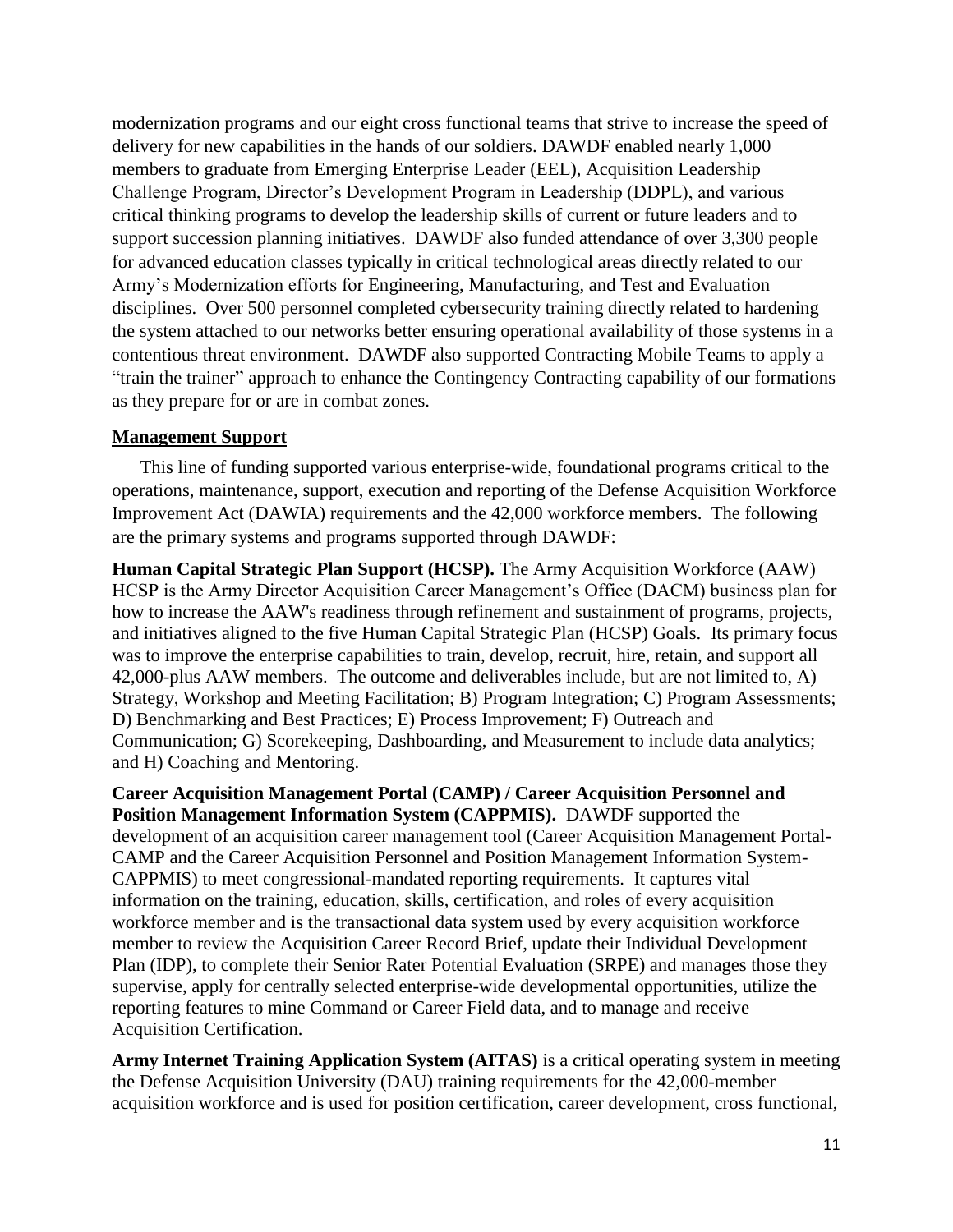modernization programs and our eight cross functional teams that strive to increase the speed of delivery for new capabilities in the hands of our soldiers. DAWDF enabled nearly 1,000 members to graduate from Emerging Enterprise Leader (EEL), Acquisition Leadership Challenge Program, Director's Development Program in Leadership (DDPL), and various critical thinking programs to develop the leadership skills of current or future leaders and to support succession planning initiatives. DAWDF also funded attendance of over 3,300 people for advanced education classes typically in critical technological areas directly related to our Army's Modernization efforts for Engineering, Manufacturing, and Test and Evaluation disciplines. Over 500 personnel completed cybersecurity training directly related to hardening the system attached to our networks better ensuring operational availability of those systems in a contentious threat environment. DAWDF also supported Contracting Mobile Teams to apply a "train the trainer" approach to enhance the Contingency Contracting capability of our formations as they prepare for or are in combat zones.

## Management Support

This line of funding supported various enterprise-wide, foundational programs critical to the operations, maintenance, support, execution and reporting of the Defense Acquisition Workforce Improvement Act (DAWIA) requirements and the 42,000 workforce members. The following are the primary systems and programs supported through DAWDF:

**Human Capital Strategic Plan Support (HCSP).** The Army Acquisition Workforce (AAW) HCSP is the Army Director Acquisition Career Management's Office (DACM) business plan for how to increase the AAW's readiness through refinement and sustainment of programs, projects, and initiatives aligned to the five Human Capital Strategic Plan (HCSP) Goals. Its primary focus was to improve the enterprise capabilities to train, develop, recruit, hire, retain, and support all 42,000-plus AAW members. The outcome and deliverables include, but are not limited to, A) Strategy, Workshop and Meeting Facilitation; B) Program Integration; C) Program Assessments; D) Benchmarking and Best Practices; E) Process Improvement; F) Outreach and Communication; G) Scorekeeping, Dashboarding, and Measurement to include data analytics; and H) Coaching and Mentoring.

**Career Acquisition Management Portal (CAMP) / Career Acquisition Personnel and Position Management Information System (CAPPMIS).** DAWDF supported the development of an acquisition career management tool (Career Acquisition Management Portal-CAMP and the Career Acquisition Personnel and Position Management Information System-CAPPMIS) to meet congressional-mandated reporting requirements. It captures vital information on the training, education, skills, certification, and roles of every acquisition workforce member and is the transactional data system used by every acquisition workforce member to review the Acquisition Career Record Brief, update their Individual Development Plan (IDP), to complete their Senior Rater Potential Evaluation (SRPE) and manages those they supervise, apply for centrally selected enterprise-wide developmental opportunities, utilize the reporting features to mine Command or Career Field data, and to manage and receive Acquisition Certification.

**Army Internet Training Application System (AITAS)** is a critical operating system in meeting the Defense Acquisition University (DAU) training requirements for the 42,000-member acquisition workforce and is used for position certification, career development, cross functional,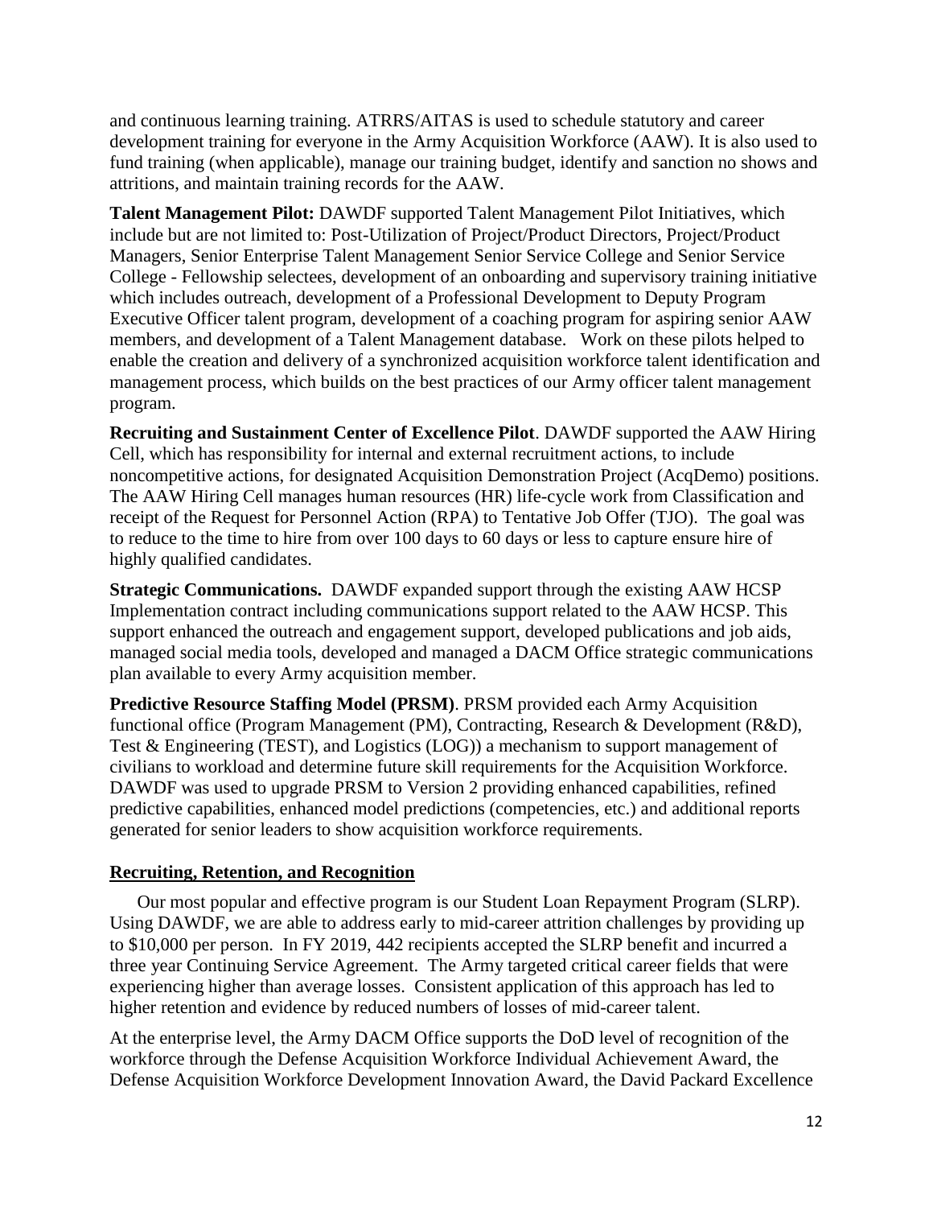and continuous learning training. ATRRS/AITAS is used to schedule statutory and career development training for everyone in the Army Acquisition Workforce (AAW). It is also used to fund training (when applicable), manage our training budget, identify and sanction no shows and attritions, and maintain training records for the AAW.

**Talent Management Pilot:** DAWDF supported Talent Management Pilot Initiatives, which include but are not limited to: Post-Utilization of Project/Product Directors, Project/Product Managers, Senior Enterprise Talent Management Senior Service College and Senior Service College - Fellowship selectees, development of an onboarding and supervisory training initiative which includes outreach, development of a Professional Development to Deputy Program Executive Officer talent program, development of a coaching program for aspiring senior AAW members, and development of a Talent Management database. Work on these pilots helped to enable the creation and delivery of a synchronized acquisition workforce talent identification and management process, which builds on the best practices of our Army officer talent management program.

**Recruiting and Sustainment Center of Excellence Pilot**. DAWDF supported the AAW Hiring Cell, which has responsibility for internal and external recruitment actions, to include noncompetitive actions, for designated Acquisition Demonstration Project (AcqDemo) positions. The AAW Hiring Cell manages human resources (HR) life-cycle work from Classification and receipt of the Request for Personnel Action (RPA) to Tentative Job Offer (TJO). The goal was to reduce to the time to hire from over 100 days to 60 days or less to capture ensure hire of highly qualified candidates.

**Strategic Communications.** DAWDF expanded support through the existing AAW HCSP Implementation contract including communications support related to the AAW HCSP. This support enhanced the outreach and engagement support, developed publications and job aids, managed social media tools, developed and managed a DACM Office strategic communications plan available to every Army acquisition member.

**Predictive Resource Staffing Model (PRSM)**. PRSM provided each Army Acquisition functional office (Program Management (PM), Contracting, Research & Development (R&D), Test & Engineering (TEST), and Logistics (LOG)) a mechanism to support management of civilians to workload and determine future skill requirements for the Acquisition Workforce. DAWDF was used to upgrade PRSM to Version 2 providing enhanced capabilities, refined predictive capabilities, enhanced model predictions (competencies, etc.) and additional reports generated for senior leaders to show acquisition workforce requirements.

## Recruiting, Retention, and Recognition

Our most popular and effective program is our Student Loan Repayment Program (SLRP). Using DAWDF, we are able to address early to mid-career attrition challenges by providing up to $10,000 per person. In FY 2019, 442 recipients accepted the SLRP benefit and incurred a three year Continuing Service Agreement. The Army targeted critical career fields that were experiencing higher than average losses. Consistent application of this approach has led to higher retention and evidence by reduced numbers of losses of mid-career talent.

At the enterprise level, the Army DACM Office supports the DoD level of recognition of the workforce through the Defense Acquisition Workforce Individual Achievement Award, the Defense Acquisition Workforce Development Innovation Award, the David Packard Excellence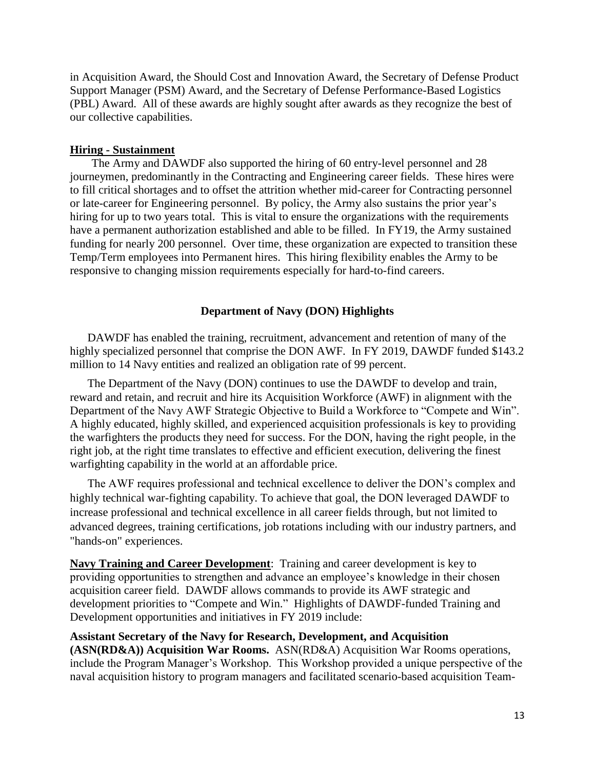in Acquisition Award, the Should Cost and Innovation Award, the Secretary of Defense Product Support Manager (PSM) Award, and the Secretary of Defense Performance-Based Logistics (PBL) Award. All of these awards are highly sought after awards as they recognize the best of our collective capabilities.

**Hiring - Sustainment**

The Army and DAWDF also supported the hiring of 60 entry-level personnel and 28 journeymen, predominantly in the Contracting and Engineering career fields. These hires were to fill critical shortages and to offset the attrition whether mid-career for Contracting personnel or late-career for Engineering personnel. By policy, the Army also sustains the prior year's hiring for up to two years total. This is vital to ensure the organizations with the requirements have a permanent authorization established and able to be filled. In FY19, the Army sustained funding for nearly 200 personnel. Over time, these organization are expected to transition these Temp/Term employees into Permanent hires. This hiring flexibility enables the Army to be responsive to changing mission requirements especially for hard-to-find careers.

## Department of Navy (DON) Highlights

DAWDF has enabled the training, recruitment, advancement and retention of many of the highly specialized personnel that comprise the DON AWF. In FY 2019, DAWDF funded $143.2 million to 14 Navy entities and realized an obligation rate of 99 percent.

The Department of the Navy (DON) continues to use the DAWDF to develop and train, reward and retain, and recruit and hire its Acquisition Workforce (AWF) in alignment with the Department of the Navy AWF Strategic Objective to Build a Workforce to "Compete and Win". A highly educated, highly skilled, and experienced acquisition professionals is key to providing the warfighters the products they need for success. For the DON, having the right people, in the right job, at the right time translates to effective and efficient execution, delivering the finest warfighting capability in the world at an affordable price.

The AWF requires professional and technical excellence to deliver the DON's complex and highly technical war-fighting capability. To achieve that goal, the DON leveraged DAWDF to increase professional and technical excellence in all career fields through, but not limited to advanced degrees, training certifications, job rotations including with our industry partners, and "hands-on" experiences.

**Navy Training and Career Development**: Training and career development is key to providing opportunities to strengthen and advance an employee's knowledge in their chosen acquisition career field. DAWDF allows commands to provide its AWF strategic and development priorities to "Compete and Win." Highlights of DAWDF-funded Training and Development opportunities and initiatives in FY 2019 include:

**Assistant Secretary of the Navy for Research, Development, and Acquisition (ASN(RD&A)) Acquisition War Rooms.** ASN(RD&A) Acquisition War Rooms operations, include the Program Manager's Workshop. This Workshop provided a unique perspective of the naval acquisition history to program managers and facilitated scenario-based acquisition Team-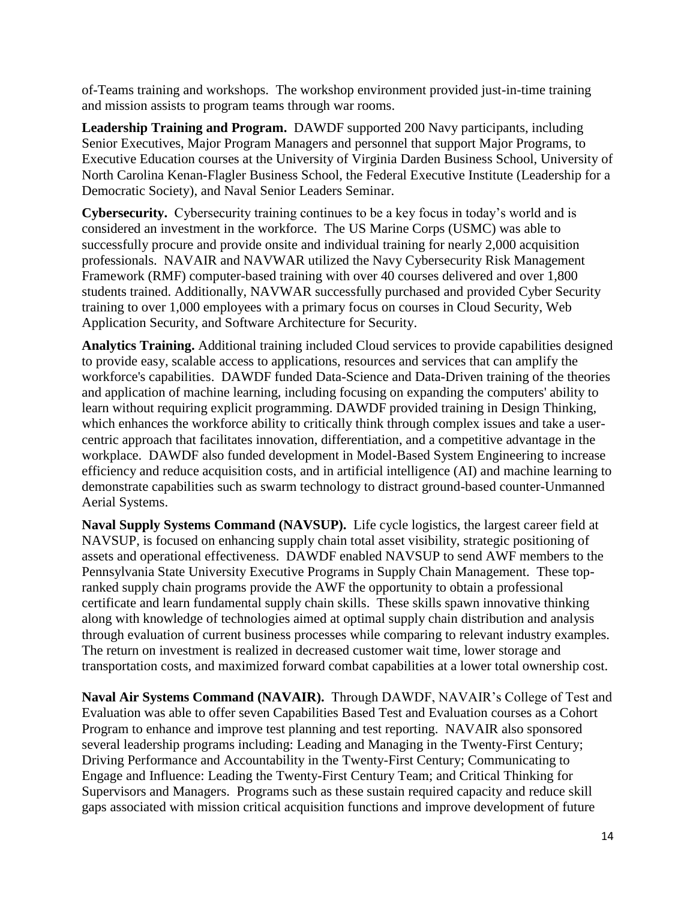of-Teams training and workshops. The workshop environment provided just-in-time training and mission assists to program teams through war rooms.

**Leadership Training and Program.** DAWDF supported 200 Navy participants, including Senior Executives, Major Program Managers and personnel that support Major Programs, to Executive Education courses at the University of Virginia Darden Business School, University of North Carolina Kenan-Flagler Business School, the Federal Executive Institute (Leadership for a Democratic Society), and Naval Senior Leaders Seminar.

**Cybersecurity.** Cybersecurity training continues to be a key focus in today's world and is considered an investment in the workforce. The US Marine Corps (USMC) was able to successfully procure and provide onsite and individual training for nearly 2,000 acquisition professionals. NAVAIR and NAVWAR utilized the Navy Cybersecurity Risk Management Framework (RMF) computer-based training with over 40 courses delivered and over 1,800 students trained. Additionally, NAVWAR successfully purchased and provided Cyber Security training to over 1,000 employees with a primary focus on courses in Cloud Security, Web Application Security, and Software Architecture for Security.

**Analytics Training.** Additional training included Cloud services to provide capabilities designed to provide easy, scalable access to applications, resources and services that can amplify the workforce's capabilities. DAWDF funded Data-Science and Data-Driven training of the theories and application of machine learning, including focusing on expanding the computers' ability to learn without requiring explicit programming. DAWDF provided training in Design Thinking, which enhances the workforce ability to critically think through complex issues and take a user-centric approach that facilitates innovation, differentiation, and a competitive advantage in the workplace. DAWDF also funded development in Model-Based System Engineering to increase efficiency and reduce acquisition costs, and in artificial intelligence (AI) and machine learning to demonstrate capabilities such as swarm technology to distract ground-based counter-Unmanned Aerial Systems.

**Naval Supply Systems Command (NAVSUP).** Life cycle logistics, the largest career field at NAVSUP, is focused on enhancing supply chain total asset visibility, strategic positioning of assets and operational effectiveness. DAWDF enabled NAVSUP to send AWF members to the Pennsylvania State University Executive Programs in Supply Chain Management. These top-ranked supply chain programs provide the AWF the opportunity to obtain a professional certificate and learn fundamental supply chain skills. These skills spawn innovative thinking along with knowledge of technologies aimed at optimal supply chain distribution and analysis through evaluation of current business processes while comparing to relevant industry examples. The return on investment is realized in decreased customer wait time, lower storage and transportation costs, and maximized forward combat capabilities at a lower total ownership cost.

**Naval Air Systems Command (NAVAIR).** Through DAWDF, NAVAIR's College of Test and Evaluation was able to offer seven Capabilities Based Test and Evaluation courses as a Cohort Program to enhance and improve test planning and test reporting. NAVAIR also sponsored several leadership programs including: Leading and Managing in the Twenty-First Century; Driving Performance and Accountability in the Twenty-First Century; Communicating to Engage and Influence: Leading the Twenty-First Century Team; and Critical Thinking for Supervisors and Managers. Programs such as these sustain required capacity and reduce skill gaps associated with mission critical acquisition functions and improve development of future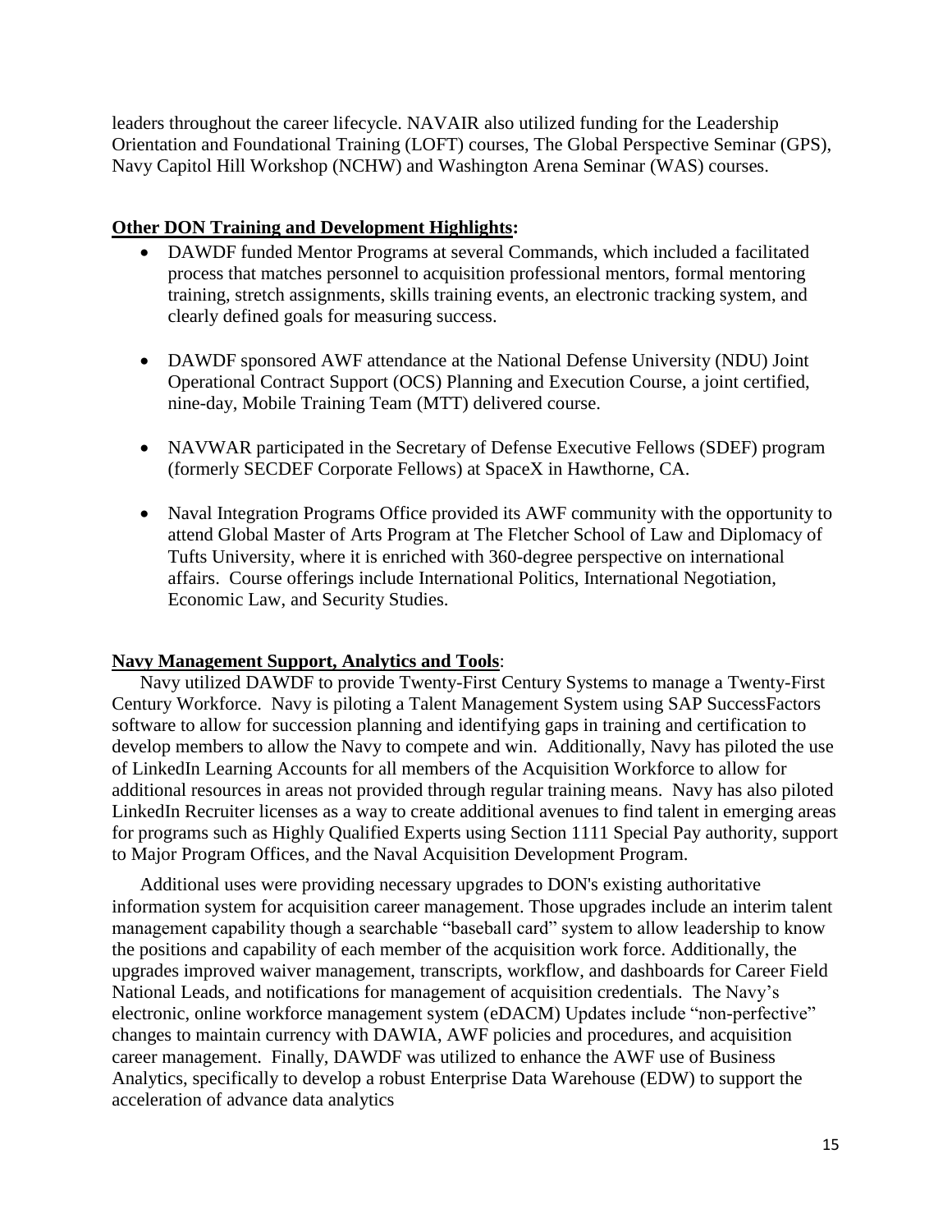leaders throughout the career lifecycle. NAVAIR also utilized funding for the Leadership Orientation and Foundational Training (LOFT) courses, The Global Perspective Seminar (GPS), Navy Capitol Hill Workshop (NCHW) and Washington Arena Seminar (WAS) courses.

**Other DON Training and Development Highlights:**

- DAWDF funded Mentor Programs at several Commands, which included a facilitated process that matches personnel to acquisition professional mentors, formal mentoring training, stretch assignments, skills training events, an electronic tracking system, and clearly defined goals for measuring success.

- DAWDF sponsored AWF attendance at the National Defense University (NDU) Joint Operational Contract Support (OCS) Planning and Execution Course, a joint certified, nine-day, Mobile Training Team (MTT) delivered course.

- NAVWAR participated in the Secretary of Defense Executive Fellows (SDEF) program (formerly SECDEF Corporate Fellows) at SpaceX in Hawthorne, CA.

- Naval Integration Programs Office provided its AWF community with the opportunity to attend Global Master of Arts Program at The Fletcher School of Law and Diplomacy of Tufts University, where it is enriched with 360-degree perspective on international affairs. Course offerings include International Politics, International Negotiation, Economic Law, and Security Studies.

**Navy Management Support, Analytics and Tools**:

Navy utilized DAWDF to provide Twenty-First Century Systems to manage a Twenty-First Century Workforce. Navy is piloting a Talent Management System using SAP SuccessFactors software to allow for succession planning and identifying gaps in training and certification to develop members to allow the Navy to compete and win. Additionally, Navy has piloted the use of LinkedIn Learning Accounts for all members of the Acquisition Workforce to allow for additional resources in areas not provided through regular training means. Navy has also piloted LinkedIn Recruiter licenses as a way to create additional avenues to find talent in emerging areas for programs such as Highly Qualified Experts using Section 1111 Special Pay authority, support to Major Program Offices, and the Naval Acquisition Development Program.

Additional uses were providing necessary upgrades to DON's existing authoritative information system for acquisition career management. Those upgrades include an interim talent management capability though a searchable "baseball card" system to allow leadership to know the positions and capability of each member of the acquisition work force. Additionally, the upgrades improved waiver management, transcripts, workflow, and dashboards for Career Field National Leads, and notifications for management of acquisition credentials. The Navy's electronic, online workforce management system (eDACM) Updates include "non-perfective" changes to maintain currency with DAWIA, AWF policies and procedures, and acquisition career management. Finally, DAWDF was utilized to enhance the AWF use of Business Analytics, specifically to develop a robust Enterprise Data Warehouse (EDW) to support the acceleration of advance data analytics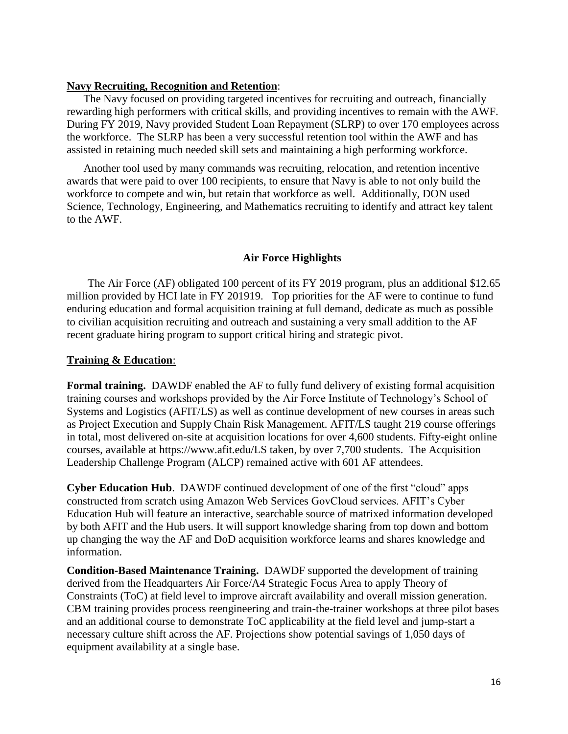**Navy Recruiting, Recognition and Retention**:

The Navy focused on providing targeted incentives for recruiting and outreach, financially rewarding high performers with critical skills, and providing incentives to remain with the AWF. During FY 2019, Navy provided Student Loan Repayment (SLRP) to over 170 employees across the workforce. The SLRP has been a very successful retention tool within the AWF and has assisted in retaining much needed skill sets and maintaining a high performing workforce.

Another tool used by many commands was recruiting, relocation, and retention incentive awards that were paid to over 100 recipients, to ensure that Navy is able to not only build the workforce to compete and win, but retain that workforce as well. Additionally, DON used Science, Technology, Engineering, and Mathematics recruiting to identify and attract key talent to the AWF.

## Air Force Highlights

The Air Force (AF) obligated 100 percent of its FY 2019 program, plus an additional $12.65 million provided by HCI late in FY 201919. Top priorities for the AF were to continue to fund enduring education and formal acquisition training at full demand, dedicate as much as possible to civilian acquisition recruiting and outreach and sustaining a very small addition to the AF recent graduate hiring program to support critical hiring and strategic pivot.

**Training & Education**:

**Formal training.** DAWDF enabled the AF to fully fund delivery of existing formal acquisition training courses and workshops provided by the Air Force Institute of Technology's School of Systems and Logistics (AFIT/LS) as well as continue development of new courses in areas such as Project Execution and Supply Chain Risk Management. AFIT/LS taught 219 course offerings in total, most delivered on-site at acquisition locations for over 4,600 students. Fifty-eight online courses, available at https://www.afit.edu/LS taken, by over 7,700 students. The Acquisition Leadership Challenge Program (ALCP) remained active with 601 AF attendees.

**Cyber Education Hub**. DAWDF continued development of one of the first "cloud" apps constructed from scratch using Amazon Web Services GovCloud services. AFIT's Cyber Education Hub will feature an interactive, searchable source of matrixed information developed by both AFIT and the Hub users. It will support knowledge sharing from top down and bottom up changing the way the AF and DoD acquisition workforce learns and shares knowledge and information.

**Condition-Based Maintenance Training.** DAWDF supported the development of training derived from the Headquarters Air Force/A4 Strategic Focus Area to apply Theory of Constraints (ToC) at field level to improve aircraft availability and overall mission generation. CBM training provides process reengineering and train-the-trainer workshops at three pilot bases and an additional course to demonstrate ToC applicability at the field level and jump-start a necessary culture shift across the AF. Projections show potential savings of 1,050 days of equipment availability at a single base.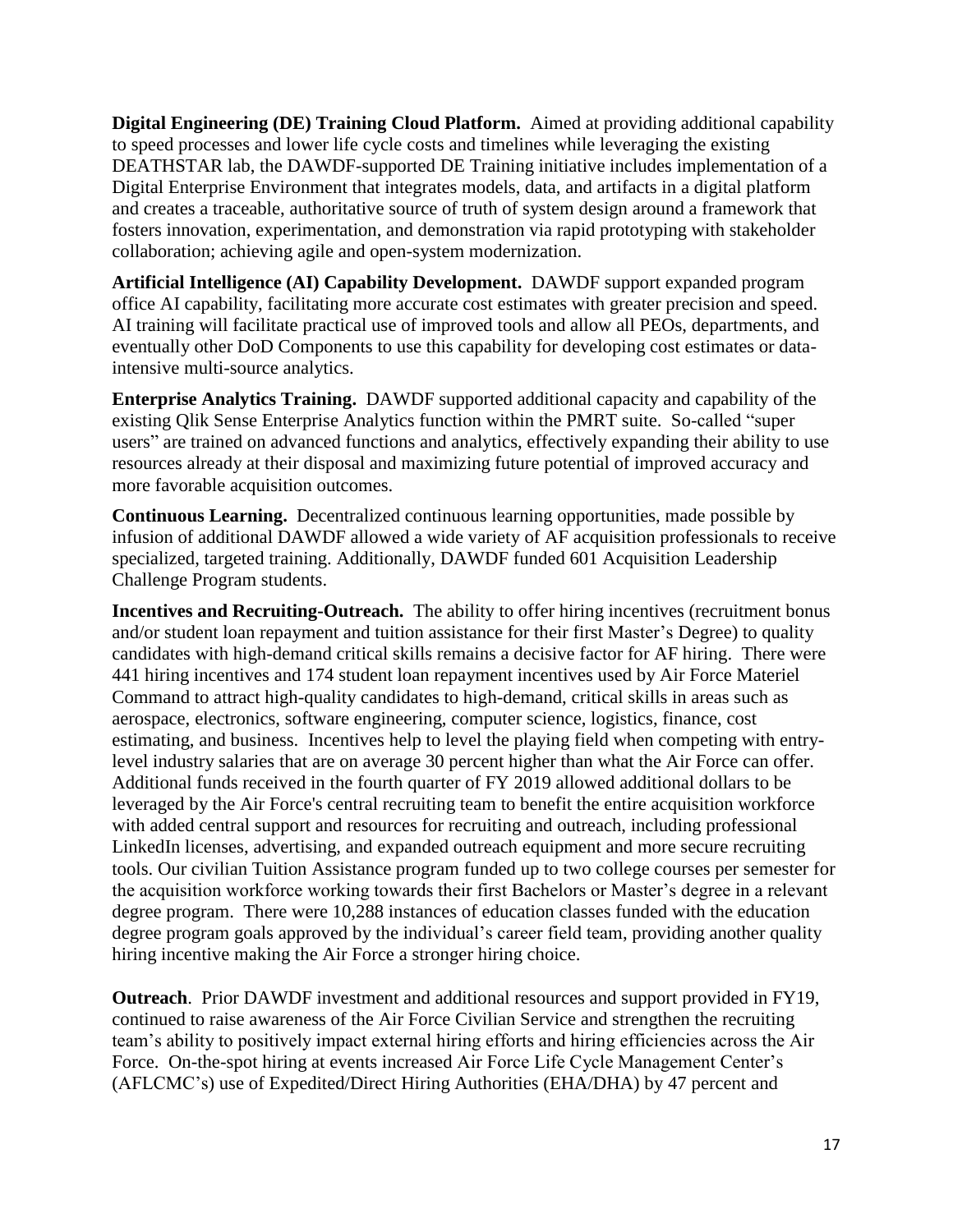**Digital Engineering (DE) Training Cloud Platform.** Aimed at providing additional capability to speed processes and lower life cycle costs and timelines while leveraging the existing DEATHSTAR lab, the DAWDF-supported DE Training initiative includes implementation of a Digital Enterprise Environment that integrates models, data, and artifacts in a digital platform and creates a traceable, authoritative source of truth of system design around a framework that fosters innovation, experimentation, and demonstration via rapid prototyping with stakeholder collaboration; achieving agile and open-system modernization.

**Artificial Intelligence (AI) Capability Development.** DAWDF support expanded program office AI capability, facilitating more accurate cost estimates with greater precision and speed. AI training will facilitate practical use of improved tools and allow all PEOs, departments, and eventually other DoD Components to use this capability for developing cost estimates or data-intensive multi-source analytics.

**Enterprise Analytics Training.** DAWDF supported additional capacity and capability of the existing Qlik Sense Enterprise Analytics function within the PMRT suite. So-called "super users" are trained on advanced functions and analytics, effectively expanding their ability to use resources already at their disposal and maximizing future potential of improved accuracy and more favorable acquisition outcomes.

**Continuous Learning.** Decentralized continuous learning opportunities, made possible by infusion of additional DAWDF allowed a wide variety of AF acquisition professionals to receive specialized, targeted training. Additionally, DAWDF funded 601 Acquisition Leadership Challenge Program students.

**Incentives and Recruiting-Outreach.** The ability to offer hiring incentives (recruitment bonus and/or student loan repayment and tuition assistance for their first Master's Degree) to quality candidates with high-demand critical skills remains a decisive factor for AF hiring. There were 441 hiring incentives and 174 student loan repayment incentives used by Air Force Materiel Command to attract high-quality candidates to high-demand, critical skills in areas such as aerospace, electronics, software engineering, computer science, logistics, finance, cost estimating, and business. Incentives help to level the playing field when competing with entry-level industry salaries that are on average 30 percent higher than what the Air Force can offer. Additional funds received in the fourth quarter of FY 2019 allowed additional dollars to be leveraged by the Air Force's central recruiting team to benefit the entire acquisition workforce with added central support and resources for recruiting and outreach, including professional LinkedIn licenses, advertising, and expanded outreach equipment and more secure recruiting tools. Our civilian Tuition Assistance program funded up to two college courses per semester for the acquisition workforce working towards their first Bachelors or Master's degree in a relevant degree program. There were 10,288 instances of education classes funded with the education degree program goals approved by the individual's career field team, providing another quality hiring incentive making the Air Force a stronger hiring choice.

**Outreach**. Prior DAWDF investment and additional resources and support provided in FY19, continued to raise awareness of the Air Force Civilian Service and strengthen the recruiting team's ability to positively impact external hiring efforts and hiring efficiencies across the Air Force. On-the-spot hiring at events increased Air Force Life Cycle Management Center's (AFLCMC's) use of Expedited/Direct Hiring Authorities (EHA/DHA) by 47 percent and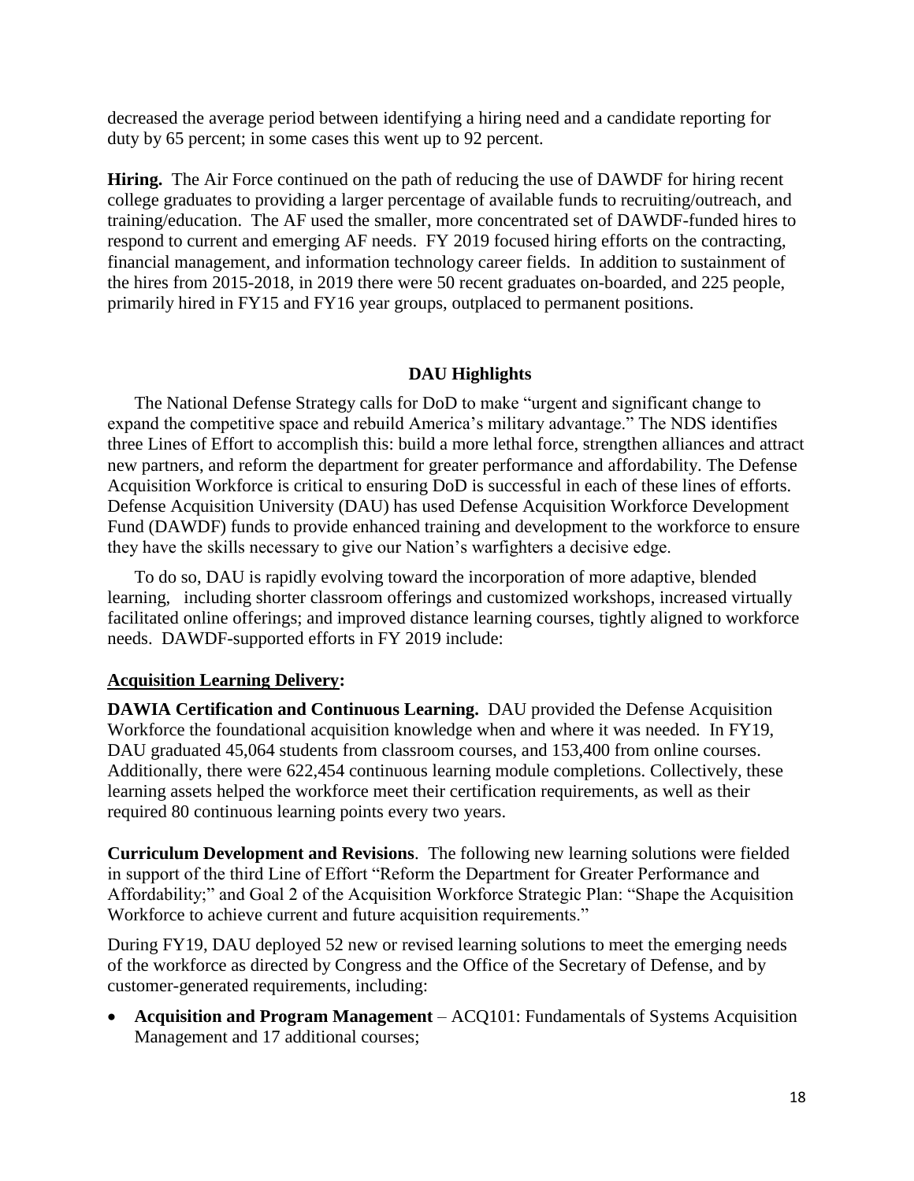decreased the average period between identifying a hiring need and a candidate reporting for duty by 65 percent; in some cases this went up to 92 percent.

**Hiring.** The Air Force continued on the path of reducing the use of DAWDF for hiring recent college graduates to providing a larger percentage of available funds to recruiting/outreach, and training/education. The AF used the smaller, more concentrated set of DAWDF-funded hires to respond to current and emerging AF needs. FY 2019 focused hiring efforts on the contracting, financial management, and information technology career fields. In addition to sustainment of the hires from 2015-2018, in 2019 there were 50 recent graduates on-boarded, and 225 people, primarily hired in FY15 and FY16 year groups, outplaced to permanent positions.

## DAU Highlights

The National Defense Strategy calls for DoD to make "urgent and significant change to expand the competitive space and rebuild America's military advantage." The NDS identifies three Lines of Effort to accomplish this: build a more lethal force, strengthen alliances and attract new partners, and reform the department for greater performance and affordability. The Defense Acquisition Workforce is critical to ensuring DoD is successful in each of these lines of efforts. Defense Acquisition University (DAU) has used Defense Acquisition Workforce Development Fund (DAWDF) funds to provide enhanced training and development to the workforce to ensure they have the skills necessary to give our Nation's warfighters a decisive edge.

To do so, DAU is rapidly evolving toward the incorporation of more adaptive, blended learning, including shorter classroom offerings and customized workshops, increased virtually facilitated online offerings; and improved distance learning courses, tightly aligned to workforce needs. DAWDF-supported efforts in FY 2019 include:

**Acquisition Learning Delivery:**

**DAWIA Certification and Continuous Learning.** DAU provided the Defense Acquisition Workforce the foundational acquisition knowledge when and where it was needed. In FY19, DAU graduated 45,064 students from classroom courses, and 153,400 from online courses. Additionally, there were 622,454 continuous learning module completions. Collectively, these learning assets helped the workforce meet their certification requirements, as well as their required 80 continuous learning points every two years.

**Curriculum Development and Revisions**. The following new learning solutions were fielded in support of the third Line of Effort "Reform the Department for Greater Performance and Affordability;" and Goal 2 of the Acquisition Workforce Strategic Plan: "Shape the Acquisition Workforce to achieve current and future acquisition requirements."

During FY19, DAU deployed 52 new or revised learning solutions to meet the emerging needs of the workforce as directed by Congress and the Office of the Secretary of Defense, and by customer-generated requirements, including:

- **Acquisition and Program Management** – ACQ101: Fundamentals of Systems Acquisition Management and 17 additional courses;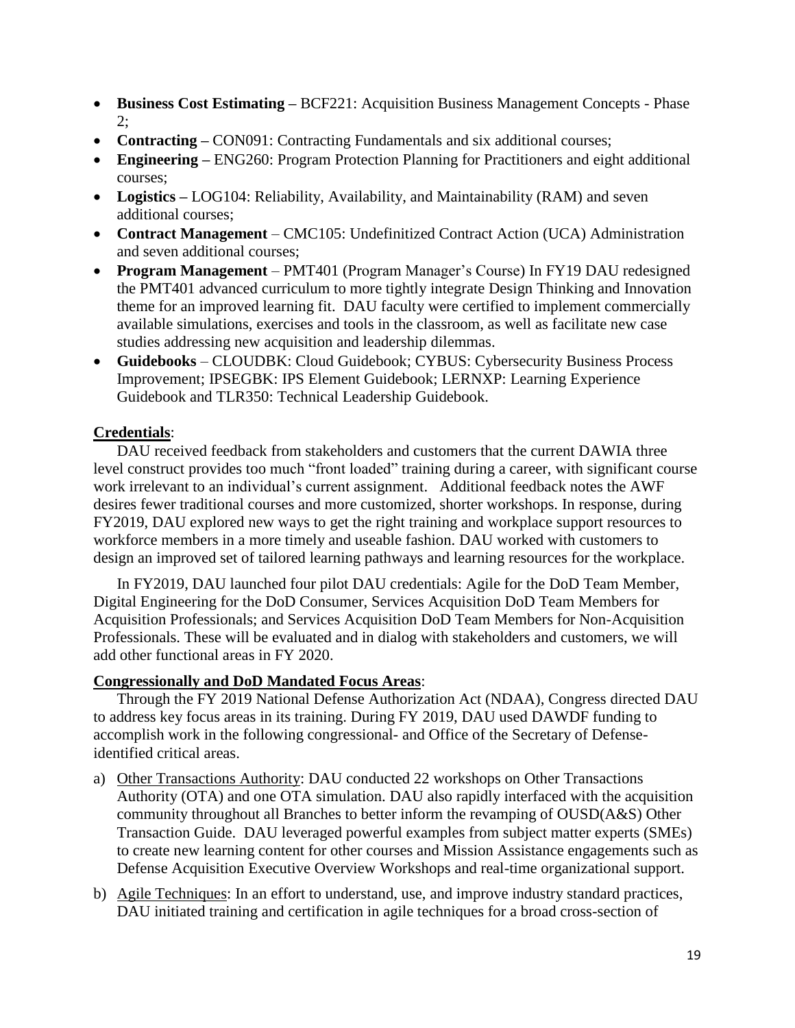- **Business Cost Estimating –** BCF221: Acquisition Business Management Concepts - Phase 2;
- **Contracting –** CON091: Contracting Fundamentals and six additional courses;
- **Engineering –** ENG260: Program Protection Planning for Practitioners and eight additional courses;
- **Logistics –** LOG104: Reliability, Availability, and Maintainability (RAM) and seven additional courses;
- **Contract Management** – CMC105: Undefinitized Contract Action (UCA) Administration and seven additional courses;
- **Program Management** – PMT401 (Program Manager's Course) In FY19 DAU redesigned the PMT401 advanced curriculum to more tightly integrate Design Thinking and Innovation theme for an improved learning fit. DAU faculty were certified to implement commercially available simulations, exercises and tools in the classroom, as well as facilitate new case studies addressing new acquisition and leadership dilemmas.
- **Guidebooks** – CLOUDBK: Cloud Guidebook; CYBUS: Cybersecurity Business Process Improvement; IPSEGBK: IPS Element Guidebook; LERNXP: Learning Experience Guidebook and TLR350: Technical Leadership Guidebook.

**Credentials**:

DAU received feedback from stakeholders and customers that the current DAWIA three level construct provides too much "front loaded" training during a career, with significant course work irrelevant to an individual's current assignment. Additional feedback notes the AWF desires fewer traditional courses and more customized, shorter workshops. In response, during FY2019, DAU explored new ways to get the right training and workplace support resources to workforce members in a more timely and useable fashion. DAU worked with customers to design an improved set of tailored learning pathways and learning resources for the workplace.

In FY2019, DAU launched four pilot DAU credentials: Agile for the DoD Team Member, Digital Engineering for the DoD Consumer, Services Acquisition DoD Team Members for Acquisition Professionals; and Services Acquisition DoD Team Members for Non-Acquisition Professionals. These will be evaluated and in dialog with stakeholders and customers, we will add other functional areas in FY 2020.

**Congressionally and DoD Mandated Focus Areas**:

Through the FY 2019 National Defense Authorization Act (NDAA), Congress directed DAU to address key focus areas in its training. During FY 2019, DAU used DAWDF funding to accomplish work in the following congressional- and Office of the Secretary of Defense-identified critical areas.

a) Other Transactions Authority: DAU conducted 22 workshops on Other Transactions Authority (OTA) and one OTA simulation. DAU also rapidly interfaced with the acquisition community throughout all Branches to better inform the revamping of OUSD(A&S) Other Transaction Guide. DAU leveraged powerful examples from subject matter experts (SMEs) to create new learning content for other courses and Mission Assistance engagements such as Defense Acquisition Executive Overview Workshops and real-time organizational support.

b) Agile Techniques: In an effort to understand, use, and improve industry standard practices, DAU initiated training and certification in agile techniques for a broad cross-section of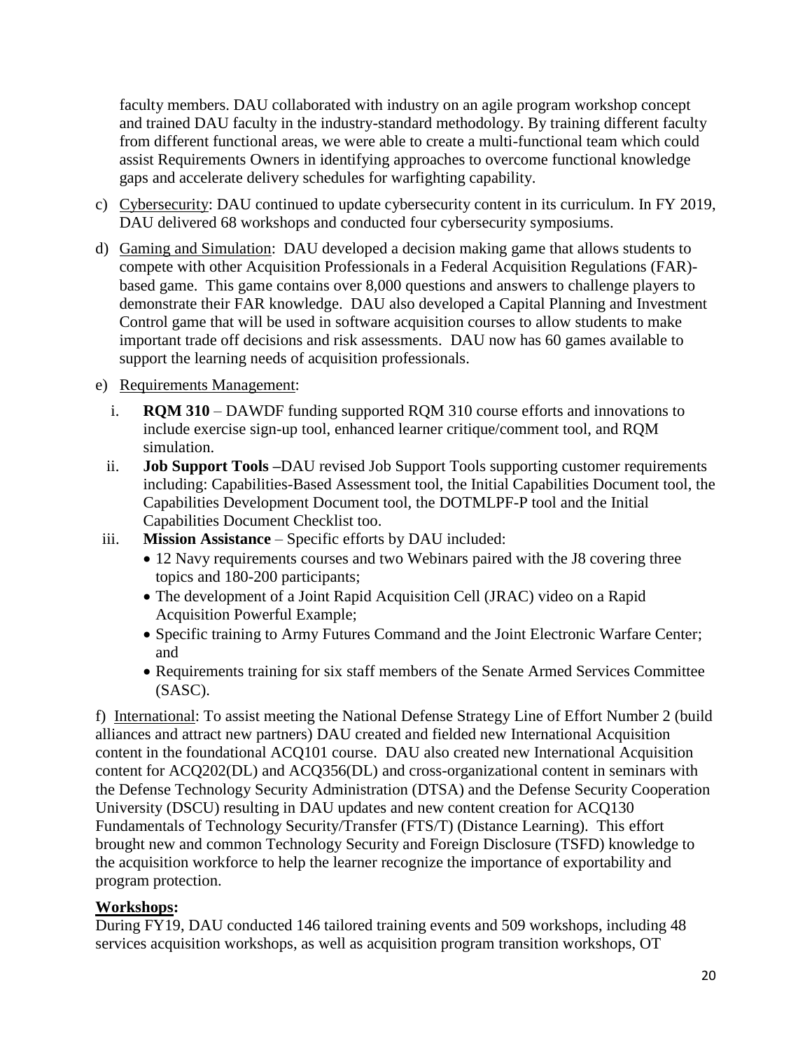faculty members. DAU collaborated with industry on an agile program workshop concept and trained DAU faculty in the industry-standard methodology. By training different faculty from different functional areas, we were able to create a multi-functional team which could assist Requirements Owners in identifying approaches to overcome functional knowledge gaps and accelerate delivery schedules for warfighting capability.

c) Cybersecurity: DAU continued to update cybersecurity content in its curriculum. In FY 2019, DAU delivered 68 workshops and conducted four cybersecurity symposiums.

d) Gaming and Simulation: DAU developed a decision making game that allows students to compete with other Acquisition Professionals in a Federal Acquisition Regulations (FAR)-based game. This game contains over 8,000 questions and answers to challenge players to demonstrate their FAR knowledge. DAU also developed a Capital Planning and Investment Control game that will be used in software acquisition courses to allow students to make important trade off decisions and risk assessments. DAU now has 60 games available to support the learning needs of acquisition professionals.

e) Requirements Management:

   i. **RQM 310** – DAWDF funding supported RQM 310 course efforts and innovations to include exercise sign-up tool, enhanced learner critique/comment tool, and RQM simulation.

   ii. **Job Support Tools –**DAU revised Job Support Tools supporting customer requirements including: Capabilities-Based Assessment tool, the Initial Capabilities Document tool, the Capabilities Development Document tool, the DOTMLPF-P tool and the Initial Capabilities Document Checklist too.

   iii. **Mission Assistance** – Specific efforts by DAU included:
   - 12 Navy requirements courses and two Webinars paired with the J8 covering three topics and 180-200 participants;
   - The development of a Joint Rapid Acquisition Cell (JRAC) video on a Rapid Acquisition Powerful Example;
   - Specific training to Army Futures Command and the Joint Electronic Warfare Center; and
   - Requirements training for six staff members of the Senate Armed Services Committee (SASC).

f) International: To assist meeting the National Defense Strategy Line of Effort Number 2 (build alliances and attract new partners) DAU created and fielded new International Acquisition content in the foundational ACQ101 course. DAU also created new International Acquisition content for ACQ202(DL) and ACQ356(DL) and cross-organizational content in seminars with the Defense Technology Security Administration (DTSA) and the Defense Security Cooperation University (DSCU) resulting in DAU updates and new content creation for ACQ130 Fundamentals of Technology Security/Transfer (FTS/T) (Distance Learning). This effort brought new and common Technology Security and Foreign Disclosure (TSFD) knowledge to the acquisition workforce to help the learner recognize the importance of exportability and program protection.

**Workshops:**

During FY19, DAU conducted 146 tailored training events and 509 workshops, including 48 services acquisition workshops, as well as acquisition program transition workshops, OT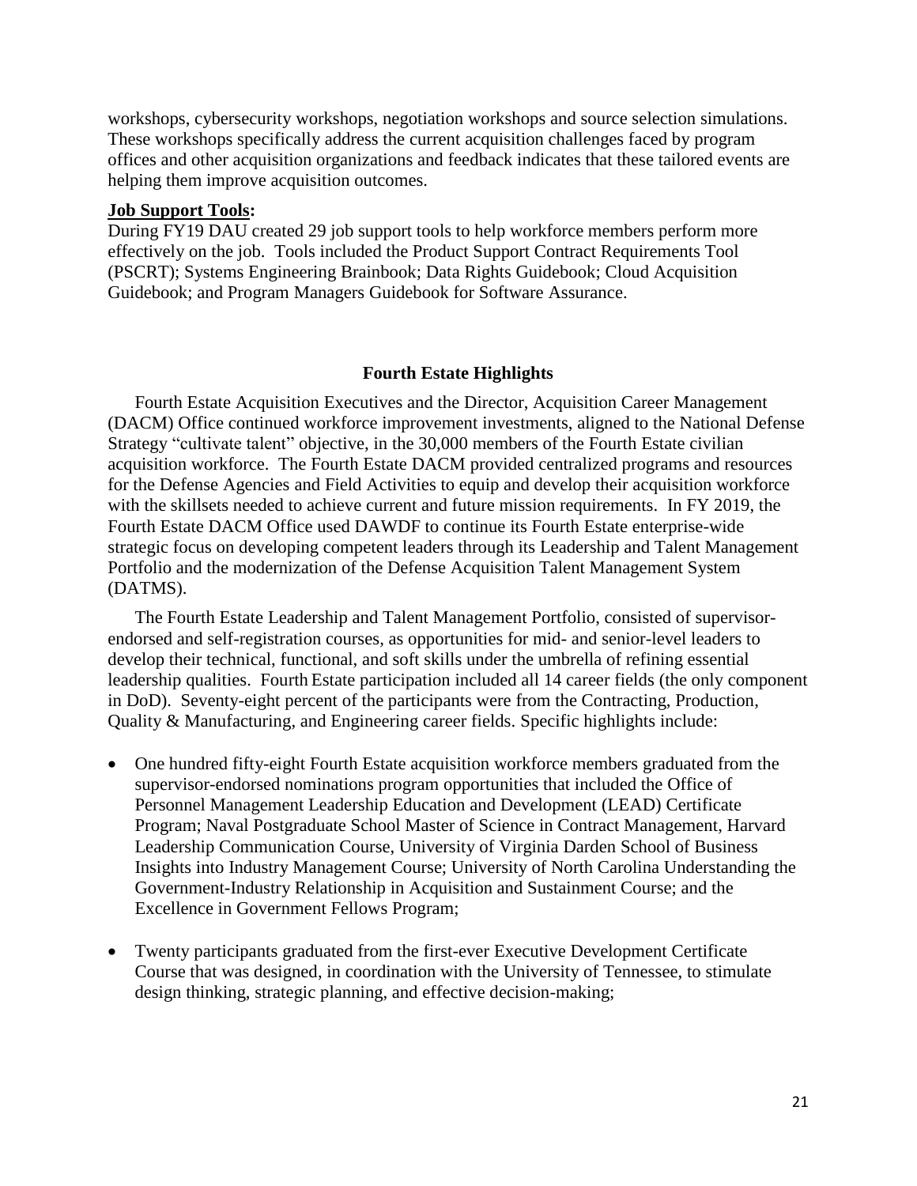workshops, cybersecurity workshops, negotiation workshops and source selection simulations. These workshops specifically address the current acquisition challenges faced by program offices and other acquisition organizations and feedback indicates that these tailored events are helping them improve acquisition outcomes.

**Job Support Tools:**

During FY19 DAU created 29 job support tools to help workforce members perform more effectively on the job. Tools included the Product Support Contract Requirements Tool (PSCRT); Systems Engineering Brainbook; Data Rights Guidebook; Cloud Acquisition Guidebook; and Program Managers Guidebook for Software Assurance.

## Fourth Estate Highlights

Fourth Estate Acquisition Executives and the Director, Acquisition Career Management (DACM) Office continued workforce improvement investments, aligned to the National Defense Strategy "cultivate talent" objective, in the 30,000 members of the Fourth Estate civilian acquisition workforce. The Fourth Estate DACM provided centralized programs and resources for the Defense Agencies and Field Activities to equip and develop their acquisition workforce with the skillsets needed to achieve current and future mission requirements. In FY 2019, the Fourth Estate DACM Office used DAWDF to continue its Fourth Estate enterprise-wide strategic focus on developing competent leaders through its Leadership and Talent Management Portfolio and the modernization of the Defense Acquisition Talent Management System (DATMS).

The Fourth Estate Leadership and Talent Management Portfolio, consisted of supervisor-endorsed and self-registration courses, as opportunities for mid- and senior-level leaders to develop their technical, functional, and soft skills under the umbrella of refining essential leadership qualities. Fourth Estate participation included all 14 career fields (the only component in DoD). Seventy-eight percent of the participants were from the Contracting, Production, Quality & Manufacturing, and Engineering career fields. Specific highlights include:

- One hundred fifty-eight Fourth Estate acquisition workforce members graduated from the supervisor-endorsed nominations program opportunities that included the Office of Personnel Management Leadership Education and Development (LEAD) Certificate Program; Naval Postgraduate School Master of Science in Contract Management, Harvard Leadership Communication Course, University of Virginia Darden School of Business Insights into Industry Management Course; University of North Carolina Understanding the Government-Industry Relationship in Acquisition and Sustainment Course; and the Excellence in Government Fellows Program;

- Twenty participants graduated from the first-ever Executive Development Certificate Course that was designed, in coordination with the University of Tennessee, to stimulate design thinking, strategic planning, and effective decision-making;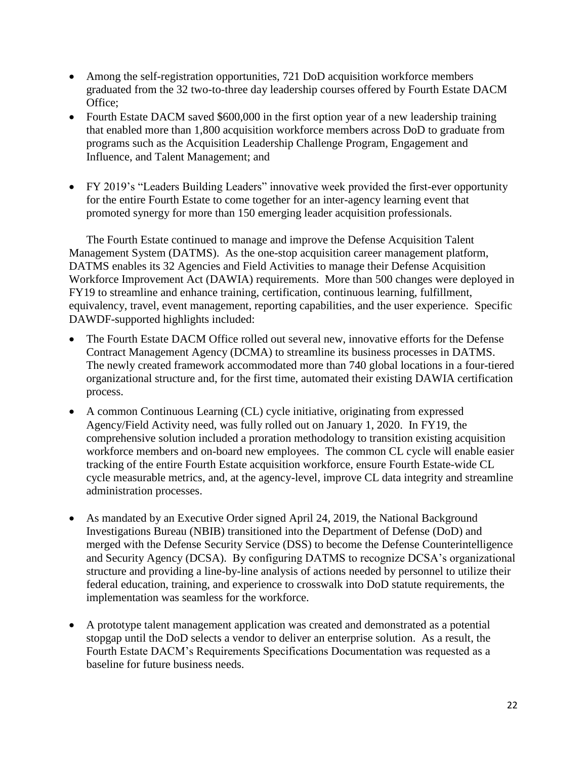- Among the self-registration opportunities, 721 DoD acquisition workforce members graduated from the 32 two-to-three day leadership courses offered by Fourth Estate DACM Office;
- Fourth Estate DACM saved $600,000 in the first option year of a new leadership training that enabled more than 1,800 acquisition workforce members across DoD to graduate from programs such as the Acquisition Leadership Challenge Program, Engagement and Influence, and Talent Management; and
- FY 2019's "Leaders Building Leaders" innovative week provided the first-ever opportunity for the entire Fourth Estate to come together for an inter-agency learning event that promoted synergy for more than 150 emerging leader acquisition professionals.

The Fourth Estate continued to manage and improve the Defense Acquisition Talent Management System (DATMS). As the one-stop acquisition career management platform, DATMS enables its 32 Agencies and Field Activities to manage their Defense Acquisition Workforce Improvement Act (DAWIA) requirements. More than 500 changes were deployed in FY19 to streamline and enhance training, certification, continuous learning, fulfillment, equivalency, travel, event management, reporting capabilities, and the user experience. Specific DAWDF-supported highlights included:

- The Fourth Estate DACM Office rolled out several new, innovative efforts for the Defense Contract Management Agency (DCMA) to streamline its business processes in DATMS. The newly created framework accommodated more than 740 global locations in a four-tiered organizational structure and, for the first time, automated their existing DAWIA certification process.
- A common Continuous Learning (CL) cycle initiative, originating from expressed Agency/Field Activity need, was fully rolled out on January 1, 2020. In FY19, the comprehensive solution included a proration methodology to transition existing acquisition workforce members and on-board new employees. The common CL cycle will enable easier tracking of the entire Fourth Estate acquisition workforce, ensure Fourth Estate-wide CL cycle measurable metrics, and, at the agency-level, improve CL data integrity and streamline administration processes.
- As mandated by an Executive Order signed April 24, 2019, the National Background Investigations Bureau (NBIB) transitioned into the Department of Defense (DoD) and merged with the Defense Security Service (DSS) to become the Defense Counterintelligence and Security Agency (DCSA). By configuring DATMS to recognize DCSA's organizational structure and providing a line-by-line analysis of actions needed by personnel to utilize their federal education, training, and experience to crosswalk into DoD statute requirements, the implementation was seamless for the workforce.
- A prototype talent management application was created and demonstrated as a potential stopgap until the DoD selects a vendor to deliver an enterprise solution. As a result, the Fourth Estate DACM's Requirements Specifications Documentation was requested as a baseline for future business needs.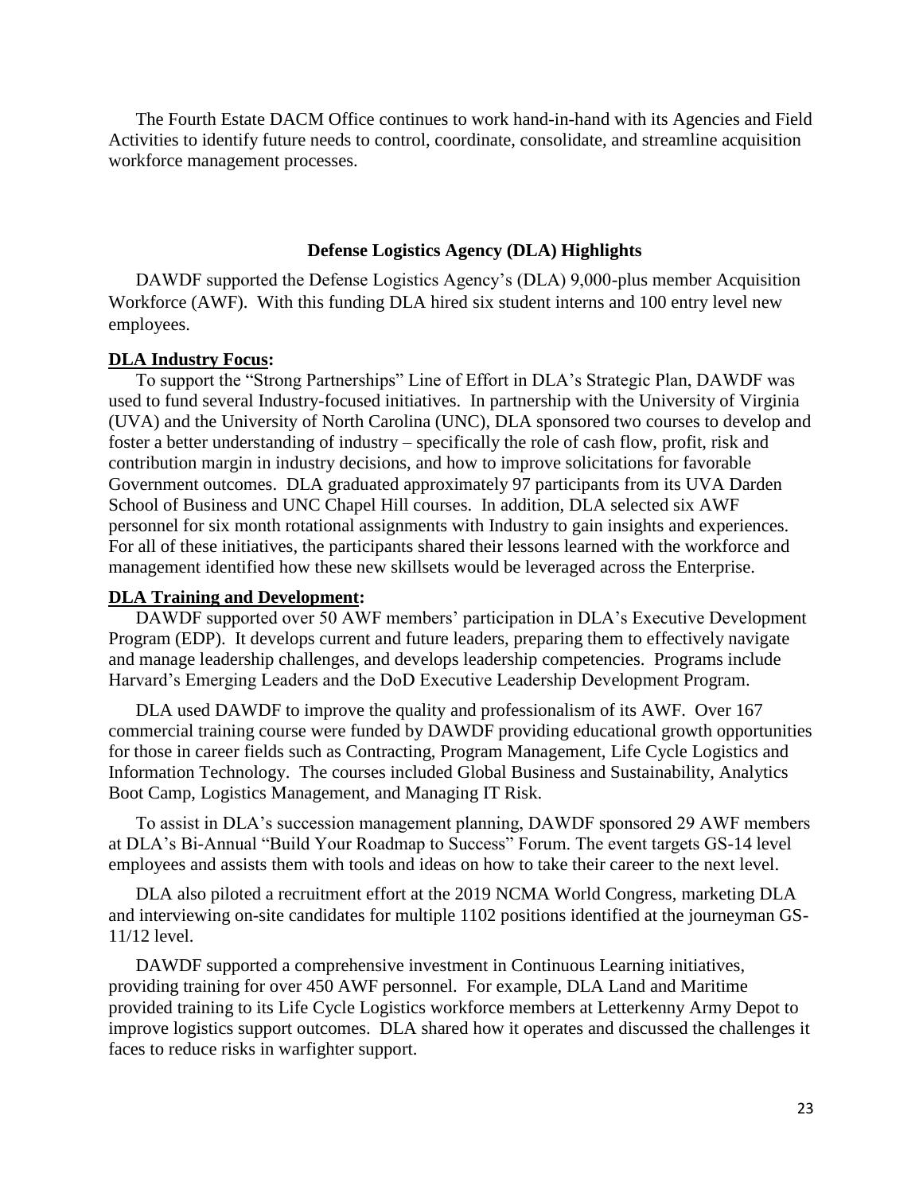The Fourth Estate DACM Office continues to work hand-in-hand with its Agencies and Field Activities to identify future needs to control, coordinate, consolidate, and streamline acquisition workforce management processes.

### Defense Logistics Agency (DLA) Highlights

DAWDF supported the Defense Logistics Agency's (DLA) 9,000-plus member Acquisition Workforce (AWF). With this funding DLA hired six student interns and 100 entry level new employees.

**DLA Industry Focus:**

To support the "Strong Partnerships" Line of Effort in DLA's Strategic Plan, DAWDF was used to fund several Industry-focused initiatives. In partnership with the University of Virginia (UVA) and the University of North Carolina (UNC), DLA sponsored two courses to develop and foster a better understanding of industry – specifically the role of cash flow, profit, risk and contribution margin in industry decisions, and how to improve solicitations for favorable Government outcomes. DLA graduated approximately 97 participants from its UVA Darden School of Business and UNC Chapel Hill courses. In addition, DLA selected six AWF personnel for six month rotational assignments with Industry to gain insights and experiences. For all of these initiatives, the participants shared their lessons learned with the workforce and management identified how these new skillsets would be leveraged across the Enterprise.

**DLA Training and Development:**

DAWDF supported over 50 AWF members' participation in DLA's Executive Development Program (EDP). It develops current and future leaders, preparing them to effectively navigate and manage leadership challenges, and develops leadership competencies. Programs include Harvard's Emerging Leaders and the DoD Executive Leadership Development Program.

DLA used DAWDF to improve the quality and professionalism of its AWF. Over 167 commercial training course were funded by DAWDF providing educational growth opportunities for those in career fields such as Contracting, Program Management, Life Cycle Logistics and Information Technology. The courses included Global Business and Sustainability, Analytics Boot Camp, Logistics Management, and Managing IT Risk.

To assist in DLA's succession management planning, DAWDF sponsored 29 AWF members at DLA's Bi-Annual "Build Your Roadmap to Success" Forum. The event targets GS-14 level employees and assists them with tools and ideas on how to take their career to the next level.

DLA also piloted a recruitment effort at the 2019 NCMA World Congress, marketing DLA and interviewing on-site candidates for multiple 1102 positions identified at the journeyman GS-11/12 level.

DAWDF supported a comprehensive investment in Continuous Learning initiatives, providing training for over 450 AWF personnel. For example, DLA Land and Maritime provided training to its Life Cycle Logistics workforce members at Letterkenny Army Depot to improve logistics support outcomes. DLA shared how it operates and discussed the challenges it faces to reduce risks in warfighter support.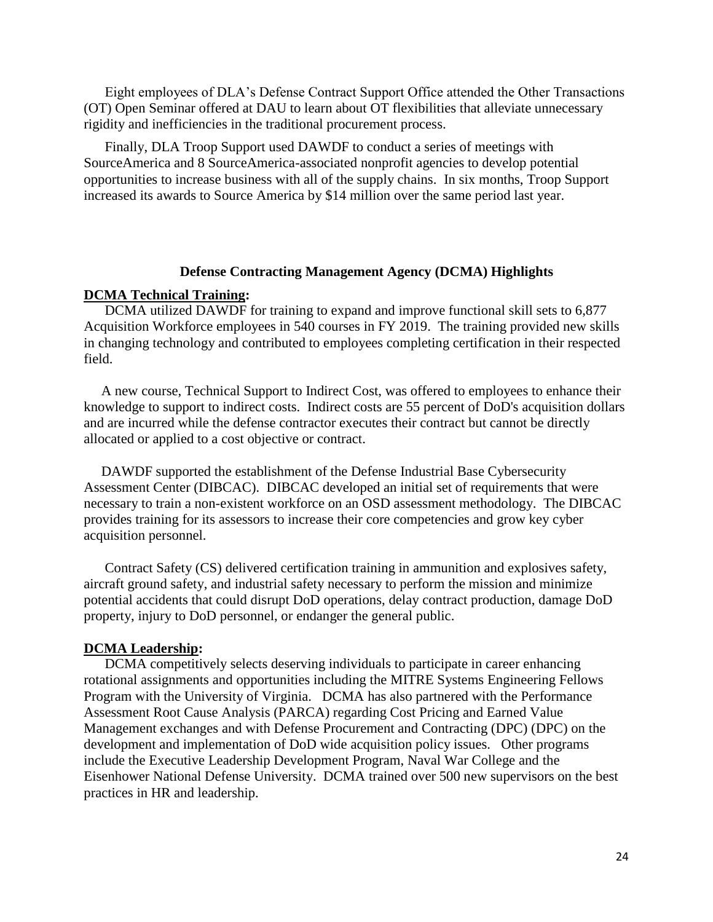Eight employees of DLA's Defense Contract Support Office attended the Other Transactions (OT) Open Seminar offered at DAU to learn about OT flexibilities that alleviate unnecessary rigidity and inefficiencies in the traditional procurement process.

Finally, DLA Troop Support used DAWDF to conduct a series of meetings with SourceAmerica and 8 SourceAmerica-associated nonprofit agencies to develop potential opportunities to increase business with all of the supply chains. In six months, Troop Support increased its awards to Source America by $14 million over the same period last year.

## Defense Contracting Management Agency (DCMA) Highlights

**DCMA Technical Training:**

DCMA utilized DAWDF for training to expand and improve functional skill sets to 6,877 Acquisition Workforce employees in 540 courses in FY 2019. The training provided new skills in changing technology and contributed to employees completing certification in their respected field.

A new course, Technical Support to Indirect Cost, was offered to employees to enhance their knowledge to support to indirect costs. Indirect costs are 55 percent of DoD's acquisition dollars and are incurred while the defense contractor executes their contract but cannot be directly allocated or applied to a cost objective or contract.

DAWDF supported the establishment of the Defense Industrial Base Cybersecurity Assessment Center (DIBCAC). DIBCAC developed an initial set of requirements that were necessary to train a non-existent workforce on an OSD assessment methodology. The DIBCAC provides training for its assessors to increase their core competencies and grow key cyber acquisition personnel.

Contract Safety (CS) delivered certification training in ammunition and explosives safety, aircraft ground safety, and industrial safety necessary to perform the mission and minimize potential accidents that could disrupt DoD operations, delay contract production, damage DoD property, injury to DoD personnel, or endanger the general public.

**DCMA Leadership:**

DCMA competitively selects deserving individuals to participate in career enhancing rotational assignments and opportunities including the MITRE Systems Engineering Fellows Program with the University of Virginia. DCMA has also partnered with the Performance Assessment Root Cause Analysis (PARCA) regarding Cost Pricing and Earned Value Management exchanges and with Defense Procurement and Contracting (DPC) (DPC) on the development and implementation of DoD wide acquisition policy issues. Other programs include the Executive Leadership Development Program, Naval War College and the Eisenhower National Defense University. DCMA trained over 500 new supervisors on the best practices in HR and leadership.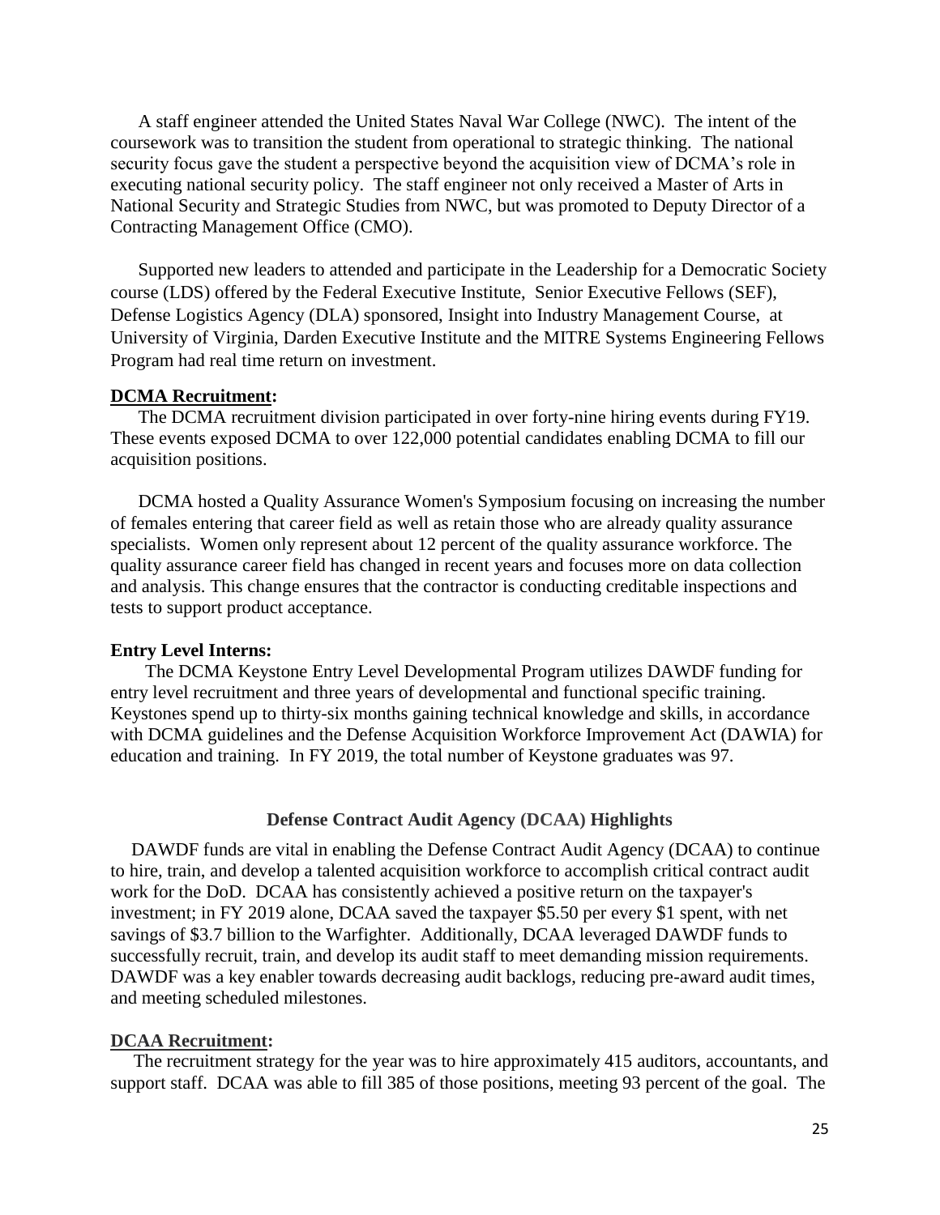A staff engineer attended the United States Naval War College (NWC). The intent of the coursework was to transition the student from operational to strategic thinking. The national security focus gave the student a perspective beyond the acquisition view of DCMA's role in executing national security policy. The staff engineer not only received a Master of Arts in National Security and Strategic Studies from NWC, but was promoted to Deputy Director of a Contracting Management Office (CMO).

Supported new leaders to attended and participate in the Leadership for a Democratic Society course (LDS) offered by the Federal Executive Institute, Senior Executive Fellows (SEF), Defense Logistics Agency (DLA) sponsored, Insight into Industry Management Course, at University of Virginia, Darden Executive Institute and the MITRE Systems Engineering Fellows Program had real time return on investment.

**DCMA Recruitment:**

The DCMA recruitment division participated in over forty-nine hiring events during FY19. These events exposed DCMA to over 122,000 potential candidates enabling DCMA to fill our acquisition positions.

DCMA hosted a Quality Assurance Women's Symposium focusing on increasing the number of females entering that career field as well as retain those who are already quality assurance specialists. Women only represent about 12 percent of the quality assurance workforce. The quality assurance career field has changed in recent years and focuses more on data collection and analysis. This change ensures that the contractor is conducting creditable inspections and tests to support product acceptance.

**Entry Level Interns:**

The DCMA Keystone Entry Level Developmental Program utilizes DAWDF funding for entry level recruitment and three years of developmental and functional specific training. Keystones spend up to thirty-six months gaining technical knowledge and skills, in accordance with DCMA guidelines and the Defense Acquisition Workforce Improvement Act (DAWIA) for education and training. In FY 2019, the total number of Keystone graduates was 97.

## Defense Contract Audit Agency (DCAA) Highlights

DAWDF funds are vital in enabling the Defense Contract Audit Agency (DCAA) to continue to hire, train, and develop a talented acquisition workforce to accomplish critical contract audit work for the DoD. DCAA has consistently achieved a positive return on the taxpayer's investment; in FY 2019 alone, DCAA saved the taxpayer $5.50 per every $1 spent, with net savings of $3.7 billion to the Warfighter. Additionally, DCAA leveraged DAWDF funds to successfully recruit, train, and develop its audit staff to meet demanding mission requirements. DAWDF was a key enabler towards decreasing audit backlogs, reducing pre-award audit times, and meeting scheduled milestones.

**DCAA Recruitment:**

The recruitment strategy for the year was to hire approximately 415 auditors, accountants, and support staff. DCAA was able to fill 385 of those positions, meeting 93 percent of the goal. The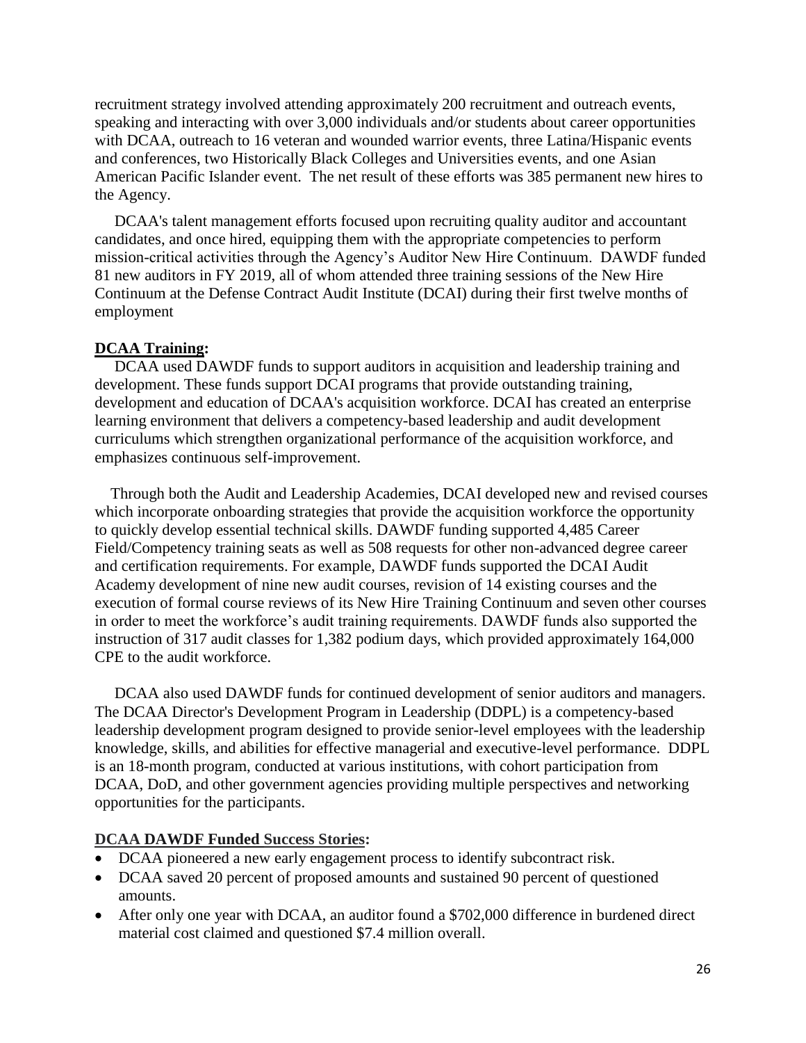recruitment strategy involved attending approximately 200 recruitment and outreach events, speaking and interacting with over 3,000 individuals and/or students about career opportunities with DCAA, outreach to 16 veteran and wounded warrior events, three Latina/Hispanic events and conferences, two Historically Black Colleges and Universities events, and one Asian American Pacific Islander event. The net result of these efforts was 385 permanent new hires to the Agency.

DCAA's talent management efforts focused upon recruiting quality auditor and accountant candidates, and once hired, equipping them with the appropriate competencies to perform mission-critical activities through the Agency's Auditor New Hire Continuum. DAWDF funded 81 new auditors in FY 2019, all of whom attended three training sessions of the New Hire Continuum at the Defense Contract Audit Institute (DCAI) during their first twelve months of employment

**DCAA Training:**

DCAA used DAWDF funds to support auditors in acquisition and leadership training and development. These funds support DCAI programs that provide outstanding training, development and education of DCAA's acquisition workforce. DCAI has created an enterprise learning environment that delivers a competency-based leadership and audit development curriculums which strengthen organizational performance of the acquisition workforce, and emphasizes continuous self-improvement.

Through both the Audit and Leadership Academies, DCAI developed new and revised courses which incorporate onboarding strategies that provide the acquisition workforce the opportunity to quickly develop essential technical skills. DAWDF funding supported 4,485 Career Field/Competency training seats as well as 508 requests for other non-advanced degree career and certification requirements. For example, DAWDF funds supported the DCAI Audit Academy development of nine new audit courses, revision of 14 existing courses and the execution of formal course reviews of its New Hire Training Continuum and seven other courses in order to meet the workforce's audit training requirements. DAWDF funds also supported the instruction of 317 audit classes for 1,382 podium days, which provided approximately 164,000 CPE to the audit workforce.

DCAA also used DAWDF funds for continued development of senior auditors and managers. The DCAA Director's Development Program in Leadership (DDPL) is a competency-based leadership development program designed to provide senior-level employees with the leadership knowledge, skills, and abilities for effective managerial and executive-level performance. DDPL is an 18-month program, conducted at various institutions, with cohort participation from DCAA, DoD, and other government agencies providing multiple perspectives and networking opportunities for the participants.

**DCAA DAWDF Funded Success Stories:**

- DCAA pioneered a new early engagement process to identify subcontract risk.
- DCAA saved 20 percent of proposed amounts and sustained 90 percent of questioned amounts.
- After only one year with DCAA, an auditor found a $702,000 difference in burdened direct material cost claimed and questioned $7.4 million overall.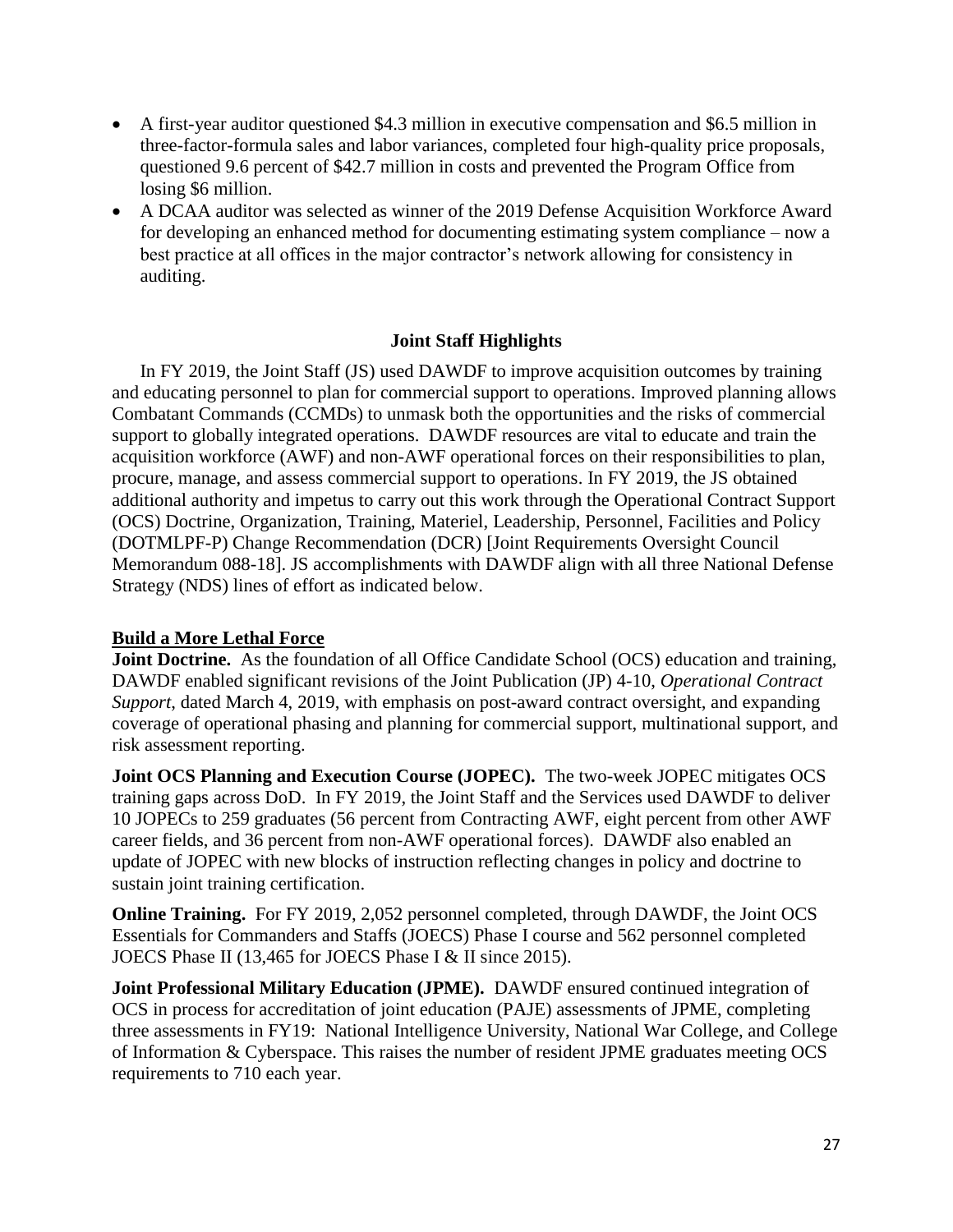- A first-year auditor questioned \$4.3 million in executive compensation and \$6.5 million in three-factor-formula sales and labor variances, completed four high-quality price proposals, questioned 9.6 percent of \$42.7 million in costs and prevented the Program Office from losing \$6 million.
- A DCAA auditor was selected as winner of the 2019 Defense Acquisition Workforce Award for developing an enhanced method for documenting estimating system compliance – now a best practice at all offices in the major contractor's network allowing for consistency in auditing.

## Joint Staff Highlights

In FY 2019, the Joint Staff (JS) used DAWDF to improve acquisition outcomes by training and educating personnel to plan for commercial support to operations. Improved planning allows Combatant Commands (CCMDs) to unmask both the opportunities and the risks of commercial support to globally integrated operations. DAWDF resources are vital to educate and train the acquisition workforce (AWF) and non-AWF operational forces on their responsibilities to plan, procure, manage, and assess commercial support to operations. In FY 2019, the JS obtained additional authority and impetus to carry out this work through the Operational Contract Support (OCS) Doctrine, Organization, Training, Materiel, Leadership, Personnel, Facilities and Policy (DOTMLPF-P) Change Recommendation (DCR) [Joint Requirements Oversight Council Memorandum 088-18]. JS accomplishments with DAWDF align with all three National Defense Strategy (NDS) lines of effort as indicated below.

### Build a More Lethal Force

**Joint Doctrine.** As the foundation of all Office Candidate School (OCS) education and training, DAWDF enabled significant revisions of the Joint Publication (JP) 4-10, *Operational Contract Support*, dated March 4, 2019, with emphasis on post-award contract oversight, and expanding coverage of operational phasing and planning for commercial support, multinational support, and risk assessment reporting.

**Joint OCS Planning and Execution Course (JOPEC).** The two-week JOPEC mitigates OCS training gaps across DoD. In FY 2019, the Joint Staff and the Services used DAWDF to deliver 10 JOPECs to 259 graduates (56 percent from Contracting AWF, eight percent from other AWF career fields, and 36 percent from non-AWF operational forces). DAWDF also enabled an update of JOPEC with new blocks of instruction reflecting changes in policy and doctrine to sustain joint training certification.

**Online Training.** For FY 2019, 2,052 personnel completed, through DAWDF, the Joint OCS Essentials for Commanders and Staffs (JOECS) Phase I course and 562 personnel completed JOECS Phase II (13,465 for JOECS Phase I & II since 2015).

**Joint Professional Military Education (JPME).** DAWDF ensured continued integration of OCS in process for accreditation of joint education (PAJE) assessments of JPME, completing three assessments in FY19: National Intelligence University, National War College, and College of Information & Cyberspace. This raises the number of resident JPME graduates meeting OCS requirements to 710 each year.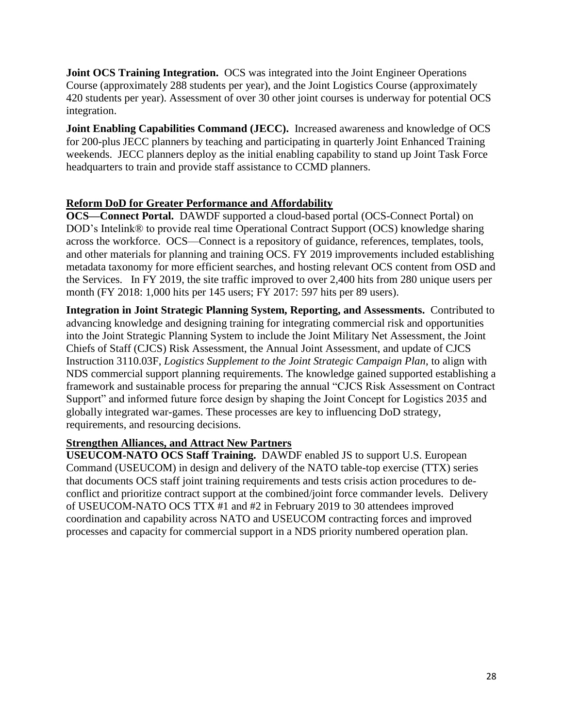**Joint OCS Training Integration.** OCS was integrated into the Joint Engineer Operations Course (approximately 288 students per year), and the Joint Logistics Course (approximately 420 students per year). Assessment of over 30 other joint courses is underway for potential OCS integration.

**Joint Enabling Capabilities Command (JECC).** Increased awareness and knowledge of OCS for 200-plus JECC planners by teaching and participating in quarterly Joint Enhanced Training weekends. JECC planners deploy as the initial enabling capability to stand up Joint Task Force headquarters to train and provide staff assistance to CCMD planners.

<u>**Reform DoD for Greater Performance and Affordability**</u>

**OCS—Connect Portal.** DAWDF supported a cloud-based portal (OCS-Connect Portal) on DOD's Intelink® to provide real time Operational Contract Support (OCS) knowledge sharing across the workforce. OCS—Connect is a repository of guidance, references, templates, tools, and other materials for planning and training OCS. FY 2019 improvements included establishing metadata taxonomy for more efficient searches, and hosting relevant OCS content from OSD and the Services. In FY 2019, the site traffic improved to over 2,400 hits from 280 unique users per month (FY 2018: 1,000 hits per 145 users; FY 2017: 597 hits per 89 users).

**Integration in Joint Strategic Planning System, Reporting, and Assessments.** Contributed to advancing knowledge and designing training for integrating commercial risk and opportunities into the Joint Strategic Planning System to include the Joint Military Net Assessment, the Joint Chiefs of Staff (CJCS) Risk Assessment, the Annual Joint Assessment, and update of CJCS Instruction 3110.03F, *Logistics Supplement to the Joint Strategic Campaign Plan*, to align with NDS commercial support planning requirements. The knowledge gained supported establishing a framework and sustainable process for preparing the annual "CJCS Risk Assessment on Contract Support" and informed future force design by shaping the Joint Concept for Logistics 2035 and globally integrated war-games. These processes are key to influencing DoD strategy, requirements, and resourcing decisions.

<u>**Strengthen Alliances, and Attract New Partners**</u>

**USEUCOM-NATO OCS Staff Training.** DAWDF enabled JS to support U.S. European Command (USEUCOM) in design and delivery of the NATO table-top exercise (TTX) series that documents OCS staff joint training requirements and tests crisis action procedures to de-conflict and prioritize contract support at the combined/joint force commander levels. Delivery of USEUCOM-NATO OCS TTX #1 and #2 in February 2019 to 30 attendees improved coordination and capability across NATO and USEUCOM contracting forces and improved processes and capacity for commercial support in a NDS priority numbered operation plan.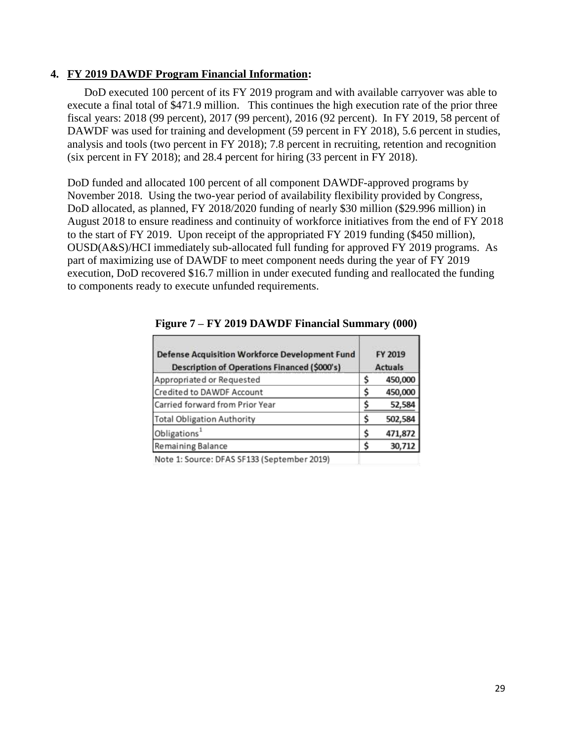## 4. FY 2019 DAWDF Program Financial Information:

DoD executed 100 percent of its FY 2019 program and with available carryover was able to execute a final total of $471.9 million. This continues the high execution rate of the prior three fiscal years: 2018 (99 percent), 2017 (99 percent), 2016 (92 percent). In FY 2019, 58 percent of DAWDF was used for training and development (59 percent in FY 2018), 5.6 percent in studies, analysis and tools (two percent in FY 2018); 7.8 percent in recruiting, retention and recognition (six percent in FY 2018); and 28.4 percent for hiring (33 percent in FY 2018).

DoD funded and allocated 100 percent of all component DAWDF-approved programs by November 2018. Using the two-year period of availability flexibility provided by Congress, DoD allocated, as planned, FY 2018/2020 funding of nearly $30 million ($29.996 million) in August 2018 to ensure readiness and continuity of workforce initiatives from the end of FY 2018 to the start of FY 2019. Upon receipt of the appropriated FY 2019 funding ($450 million), OUSD(A&S)/HCI immediately sub-allocated full funding for approved FY 2019 programs. As part of maximizing use of DAWDF to meet component needs during the year of FY 2019 execution, DoD recovered $16.7 million in under executed funding and reallocated the funding to components ready to execute unfunded requirements.

**Figure 7 – FY 2019 DAWDF Financial Summary (000)**

| Defense Acquisition Workforce Development Fund Description of Operations Financed ($000's) | FY 2019 Actuals |
|---|---|
| Appropriated or Requested | $ 450,000 |
| Credited to DAWDF Account | $ 450,000 |
| Carried forward from Prior Year | $ 52,584 |
| Total Obligation Authority | $ 502,584 |
| Obligations[1] | $ 471,872 |
| Remaining Balance | $ 30,712 |
| Note 1: Source: DFAS SF133 (September 2019) | |